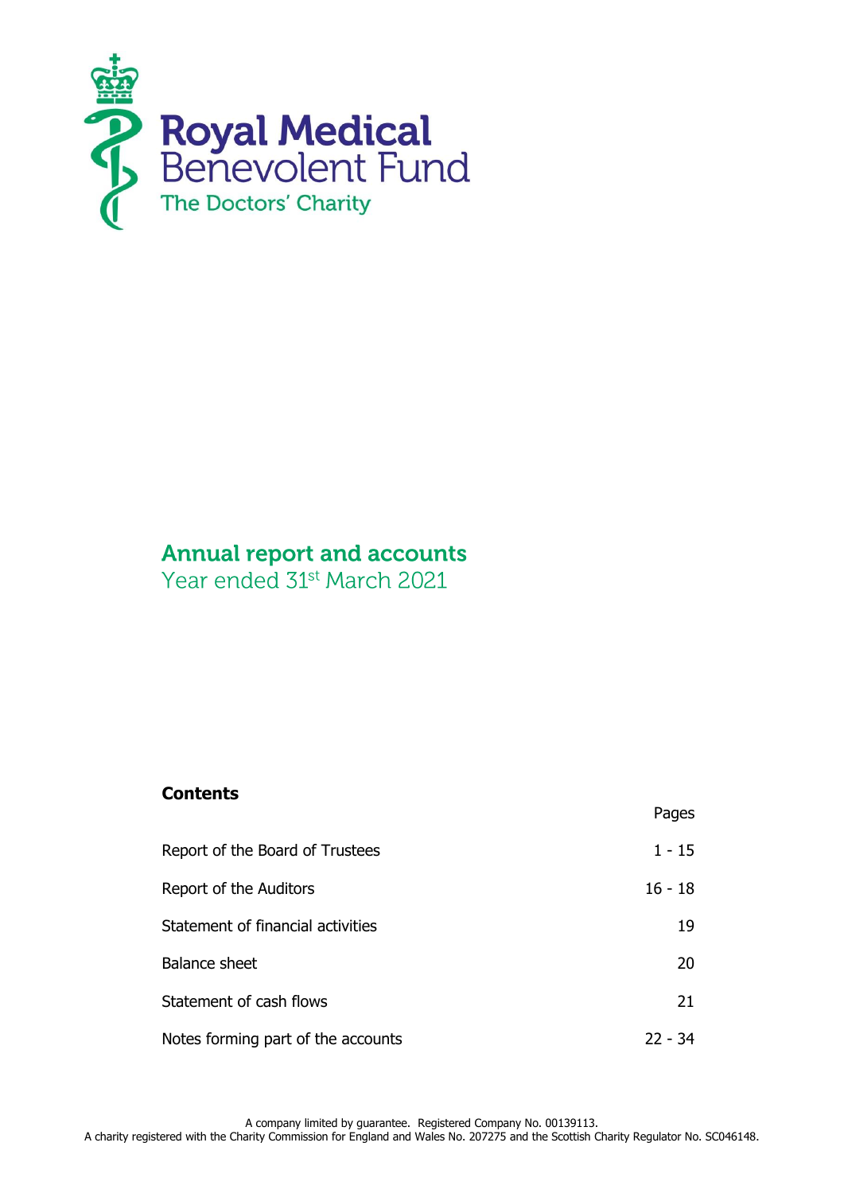# Royal Medical Benevolent Fund

The Doctors' Charity

## Annual report and accounts

Year ended 31st March 2021

### Contents

| | Pages |
|---|---|
| Report of the Board of Trustees | 1 - 15 |
| Report of the Auditors | 16 - 18 |
| Statement of financial activities | 19 |
| Balance sheet | 20 |
| Statement of cash flows | 21 |
| Notes forming part of the accounts | 22 - 34 |

A company limited by guarantee. Registered Company No. 00139113.
A charity registered with the Charity Commission for England and Wales No. 207275 and the Scottish Charity Regulator No. SC046148.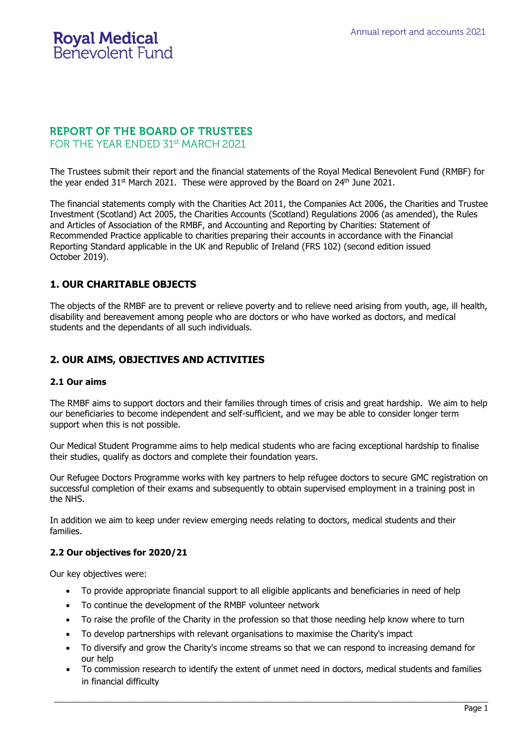# REPORT OF THE BOARD OF TRUSTEES
FOR THE YEAR ENDED 31st MARCH 2021

The Trustees submit their report and the financial statements of the Royal Medical Benevolent Fund (RMBF) for the year ended 31st March 2021. These were approved by the Board on 24th June 2021.

The financial statements comply with the Charities Act 2011, the Companies Act 2006, the Charities and Trustee Investment (Scotland) Act 2005, the Charities Accounts (Scotland) Regulations 2006 (as amended), the Rules and Articles of Association of the RMBF, and Accounting and Reporting by Charities: Statement of Recommended Practice applicable to charities preparing their accounts in accordance with the Financial Reporting Standard applicable in the UK and Republic of Ireland (FRS 102) (second edition issued October 2019).

## 1. OUR CHARITABLE OBJECTS

The objects of the RMBF are to prevent or relieve poverty and to relieve need arising from youth, age, ill health, disability and bereavement among people who are doctors or who have worked as doctors, and medical students and the dependants of all such individuals.

## 2. OUR AIMS, OBJECTIVES AND ACTIVITIES

### 2.1 Our aims

The RMBF aims to support doctors and their families through times of crisis and great hardship. We aim to help our beneficiaries to become independent and self-sufficient, and we may be able to consider longer term support when this is not possible.

Our Medical Student Programme aims to help medical students who are facing exceptional hardship to finalise their studies, qualify as doctors and complete their foundation years.

Our Refugee Doctors Programme works with key partners to help refugee doctors to secure GMC registration on successful completion of their exams and subsequently to obtain supervised employment in a training post in the NHS.

In addition we aim to keep under review emerging needs relating to doctors, medical students and their families.

### 2.2 Our objectives for 2020/21

Our key objectives were:

- To provide appropriate financial support to all eligible applicants and beneficiaries in need of help
- To continue the development of the RMBF volunteer network
- To raise the profile of the Charity in the profession so that those needing help know where to turn
- To develop partnerships with relevant organisations to maximise the Charity's impact
- To diversify and grow the Charity's income streams so that we can respond to increasing demand for our help
- To commission research to identify the extent of unmet need in doctors, medical students and families in financial difficulty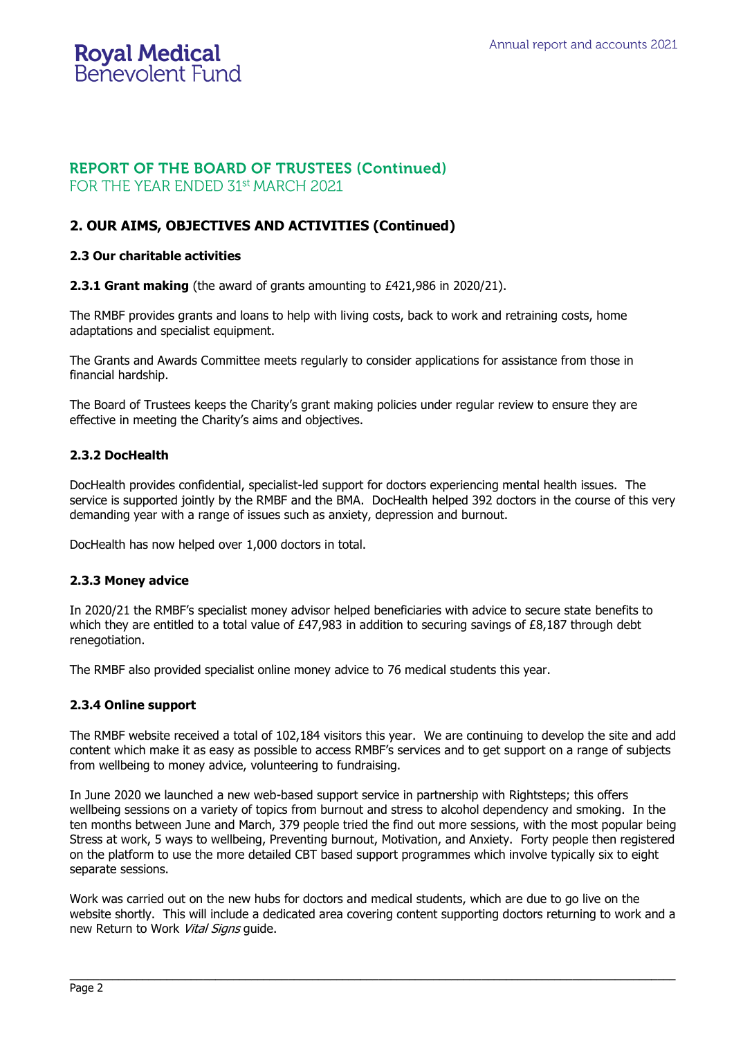## REPORT OF THE BOARD OF TRUSTEES (Continued)
FOR THE YEAR ENDED 31st MARCH 2021

## 2. OUR AIMS, OBJECTIVES AND ACTIVITIES (Continued)

### 2.3 Our charitable activities

**2.3.1 Grant making** (the award of grants amounting to £421,986 in 2020/21).

The RMBF provides grants and loans to help with living costs, back to work and retraining costs, home adaptations and specialist equipment.

The Grants and Awards Committee meets regularly to consider applications for assistance from those in financial hardship.

The Board of Trustees keeps the Charity's grant making policies under regular review to ensure they are effective in meeting the Charity's aims and objectives.

#### 2.3.2 DocHealth

DocHealth provides confidential, specialist-led support for doctors experiencing mental health issues. The service is supported jointly by the RMBF and the BMA. DocHealth helped 392 doctors in the course of this very demanding year with a range of issues such as anxiety, depression and burnout.

DocHealth has now helped over 1,000 doctors in total.

#### 2.3.3 Money advice

In 2020/21 the RMBF's specialist money advisor helped beneficiaries with advice to secure state benefits to which they are entitled to a total value of £47,983 in addition to securing savings of £8,187 through debt renegotiation.

The RMBF also provided specialist online money advice to 76 medical students this year.

#### 2.3.4 Online support

The RMBF website received a total of 102,184 visitors this year. We are continuing to develop the site and add content which make it as easy as possible to access RMBF's services and to get support on a range of subjects from wellbeing to money advice, volunteering to fundraising.

In June 2020 we launched a new web-based support service in partnership with Rightsteps; this offers wellbeing sessions on a variety of topics from burnout and stress to alcohol dependency and smoking. In the ten months between June and March, 379 people tried the find out more sessions, with the most popular being Stress at work, 5 ways to wellbeing, Preventing burnout, Motivation, and Anxiety. Forty people then registered on the platform to use the more detailed CBT based support programmes which involve typically six to eight separate sessions.

Work was carried out on the new hubs for doctors and medical students, which are due to go live on the website shortly. This will include a dedicated area covering content supporting doctors returning to work and a new Return to Work *Vital Signs* guide.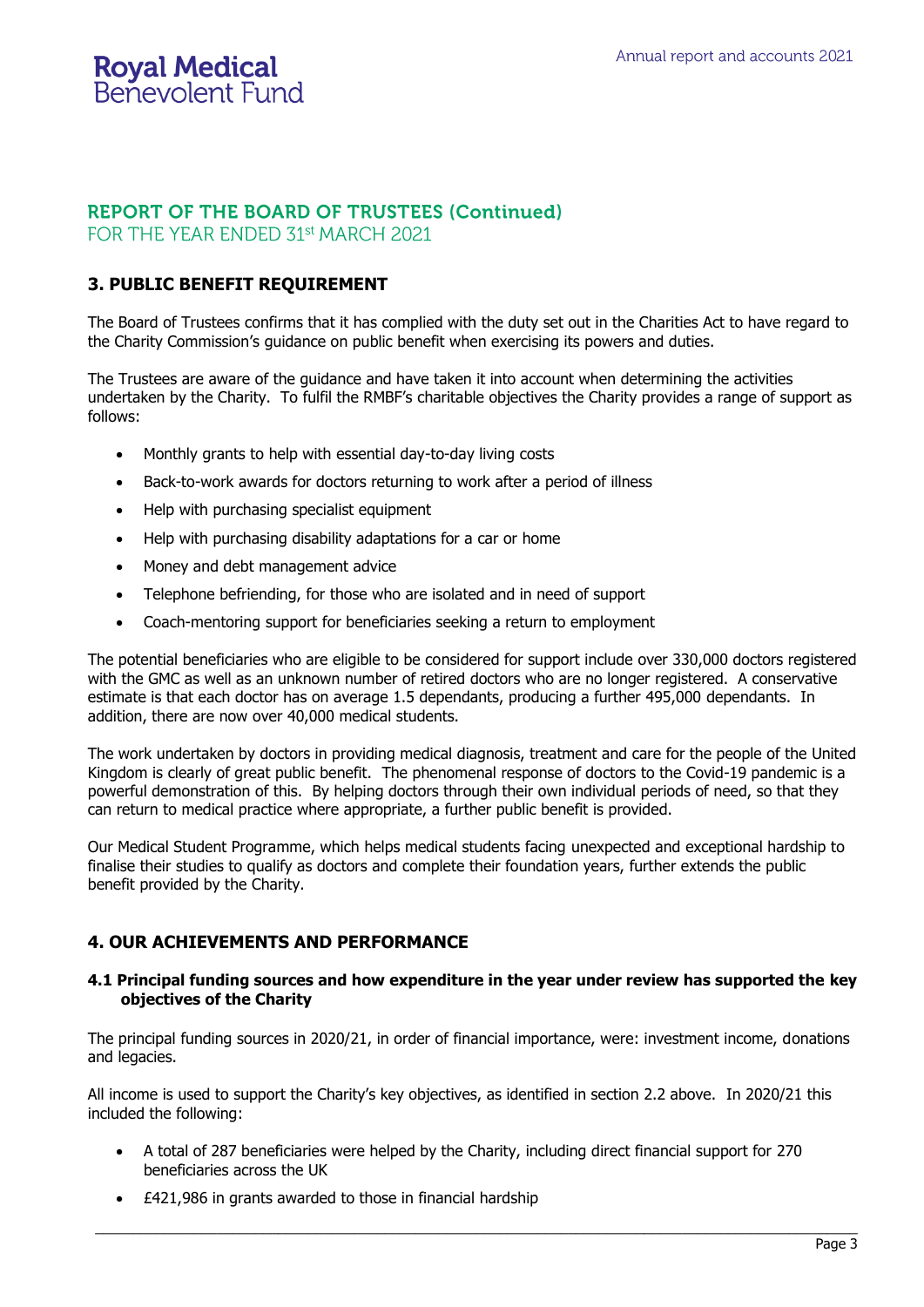## REPORT OF THE BOARD OF TRUSTEES (Continued)

FOR THE YEAR ENDED 31st MARCH 2021

### 3. PUBLIC BENEFIT REQUIREMENT

The Board of Trustees confirms that it has complied with the duty set out in the Charities Act to have regard to the Charity Commission's guidance on public benefit when exercising its powers and duties.

The Trustees are aware of the guidance and have taken it into account when determining the activities undertaken by the Charity. To fulfil the RMBF's charitable objectives the Charity provides a range of support as follows:

- Monthly grants to help with essential day-to-day living costs
- Back-to-work awards for doctors returning to work after a period of illness
- Help with purchasing specialist equipment
- Help with purchasing disability adaptations for a car or home
- Money and debt management advice
- Telephone befriending, for those who are isolated and in need of support
- Coach-mentoring support for beneficiaries seeking a return to employment

The potential beneficiaries who are eligible to be considered for support include over 330,000 doctors registered with the GMC as well as an unknown number of retired doctors who are no longer registered. A conservative estimate is that each doctor has on average 1.5 dependants, producing a further 495,000 dependants. In addition, there are now over 40,000 medical students.

The work undertaken by doctors in providing medical diagnosis, treatment and care for the people of the United Kingdom is clearly of great public benefit. The phenomenal response of doctors to the Covid-19 pandemic is a powerful demonstration of this. By helping doctors through their own individual periods of need, so that they can return to medical practice where appropriate, a further public benefit is provided.

Our Medical Student Programme, which helps medical students facing unexpected and exceptional hardship to finalise their studies to qualify as doctors and complete their foundation years, further extends the public benefit provided by the Charity.

### 4. OUR ACHIEVEMENTS AND PERFORMANCE

#### 4.1 Principal funding sources and how expenditure in the year under review has supported the key objectives of the Charity

The principal funding sources in 2020/21, in order of financial importance, were: investment income, donations and legacies.

All income is used to support the Charity's key objectives, as identified in section 2.2 above. In 2020/21 this included the following:

- A total of 287 beneficiaries were helped by the Charity, including direct financial support for 270 beneficiaries across the UK
- £421,986 in grants awarded to those in financial hardship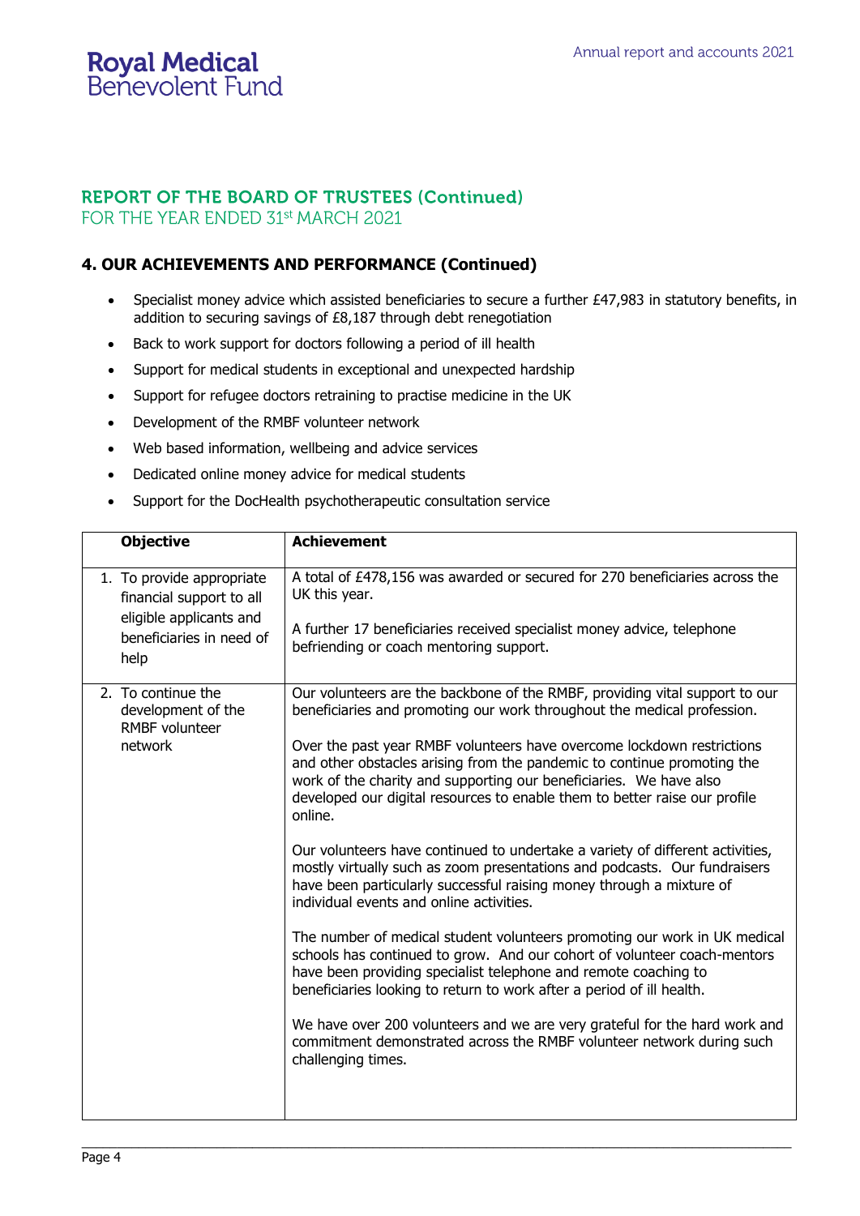## REPORT OF THE BOARD OF TRUSTEES (Continued)
FOR THE YEAR ENDED 31st MARCH 2021

### 4. OUR ACHIEVEMENTS AND PERFORMANCE (Continued)

- Specialist money advice which assisted beneficiaries to secure a further £47,983 in statutory benefits, in addition to securing savings of £8,187 through debt renegotiation
- Back to work support for doctors following a period of ill health
- Support for medical students in exceptional and unexpected hardship
- Support for refugee doctors retraining to practise medicine in the UK
- Development of the RMBF volunteer network
- Web based information, wellbeing and advice services
- Dedicated online money advice for medical students
- Support for the DocHealth psychotherapeutic consultation service

| Objective | Achievement |
|---|---|
| 1. To provide appropriate financial support to all eligible applicants and beneficiaries in need of help | A total of £478,156 was awarded or secured for 270 beneficiaries across the UK this year.<br><br>A further 17 beneficiaries received specialist money advice, telephone befriending or coach mentoring support. |
| 2. To continue the development of the RMBF volunteer network | Our volunteers are the backbone of the RMBF, providing vital support to our beneficiaries and promoting our work throughout the medical profession.<br><br>Over the past year RMBF volunteers have overcome lockdown restrictions and other obstacles arising from the pandemic to continue promoting the work of the charity and supporting our beneficiaries. We have also developed our digital resources to enable them to better raise our profile online.<br><br>Our volunteers have continued to undertake a variety of different activities, mostly virtually such as zoom presentations and podcasts. Our fundraisers have been particularly successful raising money through a mixture of individual events and online activities.<br><br>The number of medical student volunteers promoting our work in UK medical schools has continued to grow. And our cohort of volunteer coach-mentors have been providing specialist telephone and remote coaching to beneficiaries looking to return to work after a period of ill health.<br><br>We have over 200 volunteers and we are very grateful for the hard work and commitment demonstrated across the RMBF volunteer network during such challenging times. |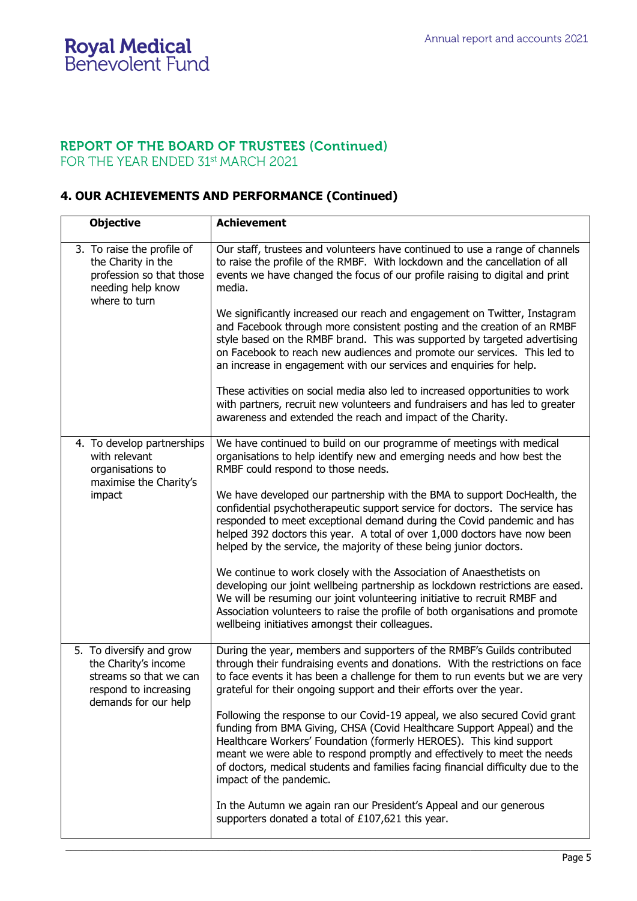## REPORT OF THE BOARD OF TRUSTEES (Continued)
FOR THE YEAR ENDED 31st MARCH 2021

### 4. OUR ACHIEVEMENTS AND PERFORMANCE (Continued)

| Objective | Achievement |
|---|---|
| 3. To raise the profile of the Charity in the profession so that those needing help know where to turn | Our staff, trustees and volunteers have continued to use a range of channels to raise the profile of the RMBF. With lockdown and the cancellation of all events we have changed the focus of our profile raising to digital and print media.<br><br>We significantly increased our reach and engagement on Twitter, Instagram and Facebook through more consistent posting and the creation of an RMBF style based on the RMBF brand. This was supported by targeted advertising on Facebook to reach new audiences and promote our services. This led to an increase in engagement with our services and enquiries for help.<br><br>These activities on social media also led to increased opportunities to work with partners, recruit new volunteers and fundraisers and has led to greater awareness and extended the reach and impact of the Charity. |
| 4. To develop partnerships with relevant organisations to maximise the Charity's impact | We have continued to build on our programme of meetings with medical organisations to help identify new and emerging needs and how best the RMBF could respond to those needs.<br><br>We have developed our partnership with the BMA to support DocHealth, the confidential psychotherapeutic support service for doctors. The service has responded to meet exceptional demand during the Covid pandemic and has helped 392 doctors this year. A total of over 1,000 doctors have now been helped by the service, the majority of these being junior doctors.<br><br>We continue to work closely with the Association of Anaesthetists on developing our joint wellbeing partnership as lockdown restrictions are eased. We will be resuming our joint volunteering initiative to recruit RMBF and Association volunteers to raise the profile of both organisations and promote wellbeing initiatives amongst their colleagues. |
| 5. To diversify and grow the Charity's income streams so that we can respond to increasing demands for our help | During the year, members and supporters of the RMBF's Guilds contributed through their fundraising events and donations. With the restrictions on face to face events it has been a challenge for them to run events but we are very grateful for their ongoing support and their efforts over the year.<br><br>Following the response to our Covid-19 appeal, we also secured Covid grant funding from BMA Giving, CHSA (Covid Healthcare Support Appeal) and the Healthcare Workers' Foundation (formerly HEROES). This kind support meant we were able to respond promptly and effectively to meet the needs of doctors, medical students and families facing financial difficulty due to the impact of the pandemic.<br><br>In the Autumn we again ran our President's Appeal and our generous supporters donated a total of £107,621 this year. |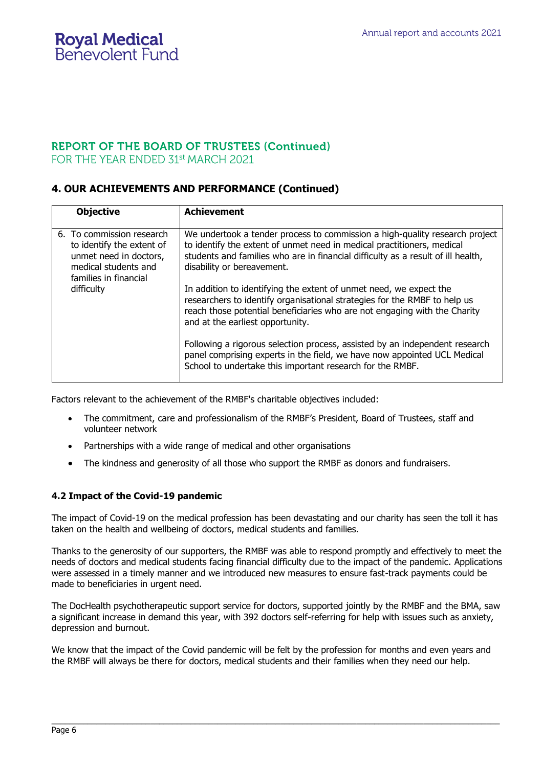## REPORT OF THE BOARD OF TRUSTEES (Continued)
FOR THE YEAR ENDED 31st MARCH 2021

### 4. OUR ACHIEVEMENTS AND PERFORMANCE (Continued)

| Objective | Achievement |
|---|---|
| 6. To commission research to identify the extent of unmet need in doctors, medical students and families in financial difficulty | We undertook a tender process to commission a high-quality research project to identify the extent of unmet need in medical practitioners, medical students and families who are in financial difficulty as a result of ill health, disability or bereavement.<br><br>In addition to identifying the extent of unmet need, we expect the researchers to identify organisational strategies for the RMBF to help us reach those potential beneficiaries who are not engaging with the Charity and at the earliest opportunity.<br><br>Following a rigorous selection process, assisted by an independent research panel comprising experts in the field, we have now appointed UCL Medical School to undertake this important research for the RMBF. |

Factors relevant to the achievement of the RMBF's charitable objectives included:

- The commitment, care and professionalism of the RMBF's President, Board of Trustees, staff and volunteer network
- Partnerships with a wide range of medical and other organisations
- The kindness and generosity of all those who support the RMBF as donors and fundraisers.

#### 4.2 Impact of the Covid-19 pandemic

The impact of Covid-19 on the medical profession has been devastating and our charity has seen the toll it has taken on the health and wellbeing of doctors, medical students and families.

Thanks to the generosity of our supporters, the RMBF was able to respond promptly and effectively to meet the needs of doctors and medical students facing financial difficulty due to the impact of the pandemic. Applications were assessed in a timely manner and we introduced new measures to ensure fast-track payments could be made to beneficiaries in urgent need.

The DocHealth psychotherapeutic support service for doctors, supported jointly by the RMBF and the BMA, saw a significant increase in demand this year, with 392 doctors self-referring for help with issues such as anxiety, depression and burnout.

We know that the impact of the Covid pandemic will be felt by the profession for months and even years and the RMBF will always be there for doctors, medical students and their families when they need our help.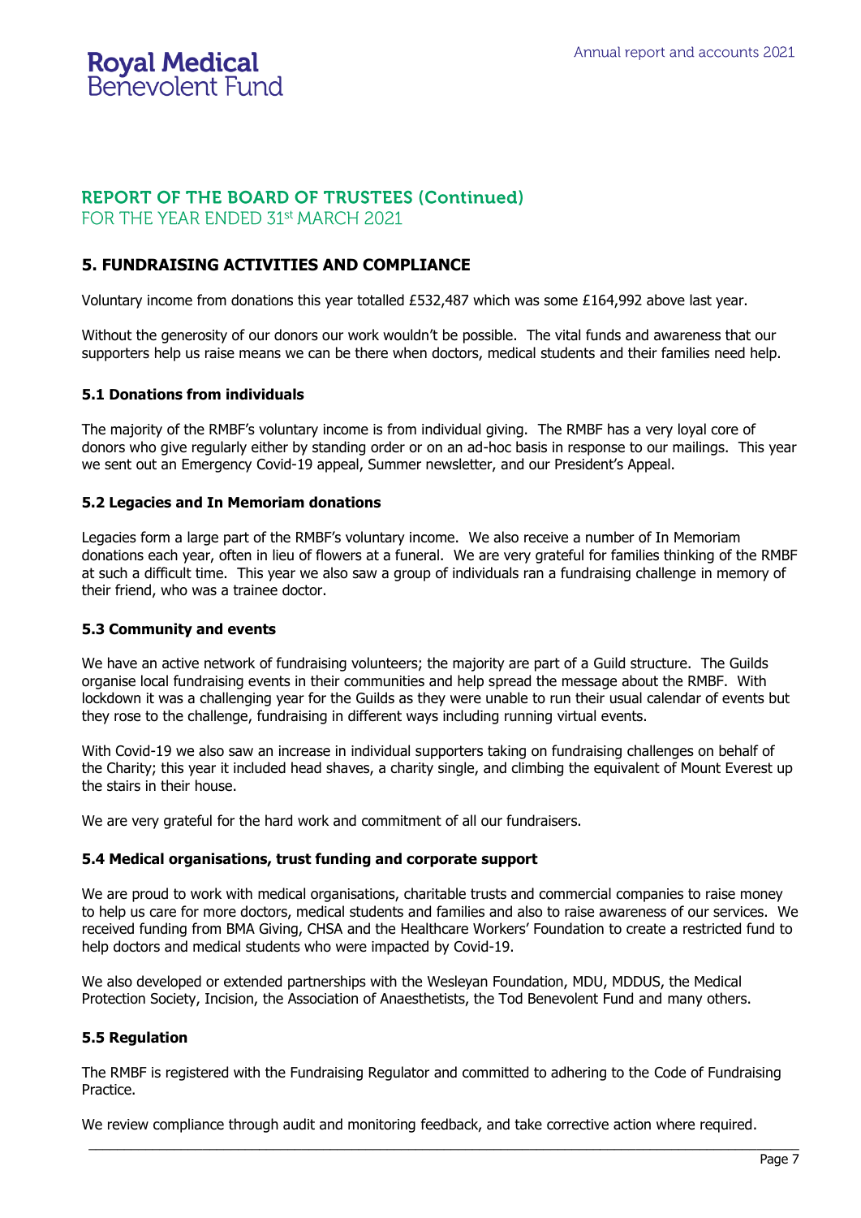## REPORT OF THE BOARD OF TRUSTEES (Continued)
FOR THE YEAR ENDED 31st MARCH 2021

### 5. FUNDRAISING ACTIVITIES AND COMPLIANCE

Voluntary income from donations this year totalled £532,487 which was some £164,992 above last year.

Without the generosity of our donors our work wouldn't be possible. The vital funds and awareness that our supporters help us raise means we can be there when doctors, medical students and their families need help.

#### 5.1 Donations from individuals

The majority of the RMBF's voluntary income is from individual giving. The RMBF has a very loyal core of donors who give regularly either by standing order or on an ad-hoc basis in response to our mailings. This year we sent out an Emergency Covid-19 appeal, Summer newsletter, and our President's Appeal.

#### 5.2 Legacies and In Memoriam donations

Legacies form a large part of the RMBF's voluntary income. We also receive a number of In Memoriam donations each year, often in lieu of flowers at a funeral. We are very grateful for families thinking of the RMBF at such a difficult time. This year we also saw a group of individuals ran a fundraising challenge in memory of their friend, who was a trainee doctor.

#### 5.3 Community and events

We have an active network of fundraising volunteers; the majority are part of a Guild structure. The Guilds organise local fundraising events in their communities and help spread the message about the RMBF. With lockdown it was a challenging year for the Guilds as they were unable to run their usual calendar of events but they rose to the challenge, fundraising in different ways including running virtual events.

With Covid-19 we also saw an increase in individual supporters taking on fundraising challenges on behalf of the Charity; this year it included head shaves, a charity single, and climbing the equivalent of Mount Everest up the stairs in their house.

We are very grateful for the hard work and commitment of all our fundraisers.

#### 5.4 Medical organisations, trust funding and corporate support

We are proud to work with medical organisations, charitable trusts and commercial companies to raise money to help us care for more doctors, medical students and families and also to raise awareness of our services. We received funding from BMA Giving, CHSA and the Healthcare Workers' Foundation to create a restricted fund to help doctors and medical students who were impacted by Covid-19.

We also developed or extended partnerships with the Wesleyan Foundation, MDU, MDDUS, the Medical Protection Society, Incision, the Association of Anaesthetists, the Tod Benevolent Fund and many others.

#### 5.5 Regulation

The RMBF is registered with the Fundraising Regulator and committed to adhering to the Code of Fundraising Practice.

We review compliance through audit and monitoring feedback, and take corrective action where required.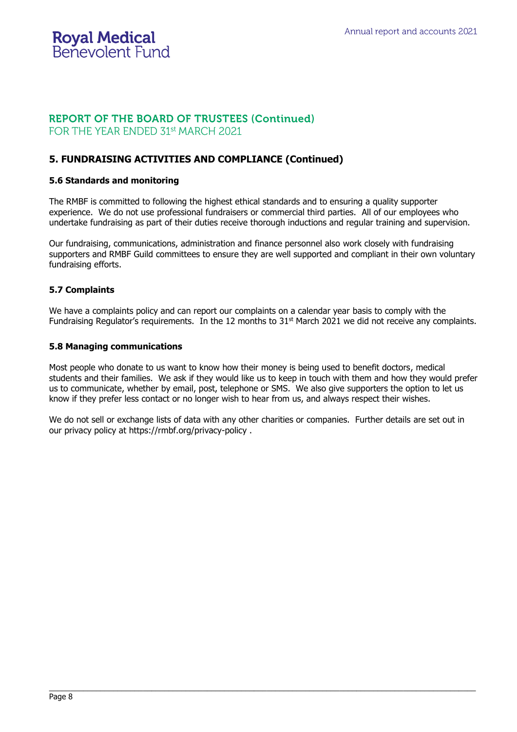## REPORT OF THE BOARD OF TRUSTEES (Continued)

FOR THE YEAR ENDED 31st MARCH 2021

### 5. FUNDRAISING ACTIVITIES AND COMPLIANCE (Continued)

#### 5.6 Standards and monitoring

The RMBF is committed to following the highest ethical standards and to ensuring a quality supporter experience. We do not use professional fundraisers or commercial third parties. All of our employees who undertake fundraising as part of their duties receive thorough inductions and regular training and supervision.

Our fundraising, communications, administration and finance personnel also work closely with fundraising supporters and RMBF Guild committees to ensure they are well supported and compliant in their own voluntary fundraising efforts.

#### 5.7 Complaints

We have a complaints policy and can report our complaints on a calendar year basis to comply with the Fundraising Regulator's requirements. In the 12 months to 31st March 2021 we did not receive any complaints.

#### 5.8 Managing communications

Most people who donate to us want to know how their money is being used to benefit doctors, medical students and their families. We ask if they would like us to keep in touch with them and how they would prefer us to communicate, whether by email, post, telephone or SMS. We also give supporters the option to let us know if they prefer less contact or no longer wish to hear from us, and always respect their wishes.

We do not sell or exchange lists of data with any other charities or companies. Further details are set out in our privacy policy at https://rmbf.org/privacy-policy .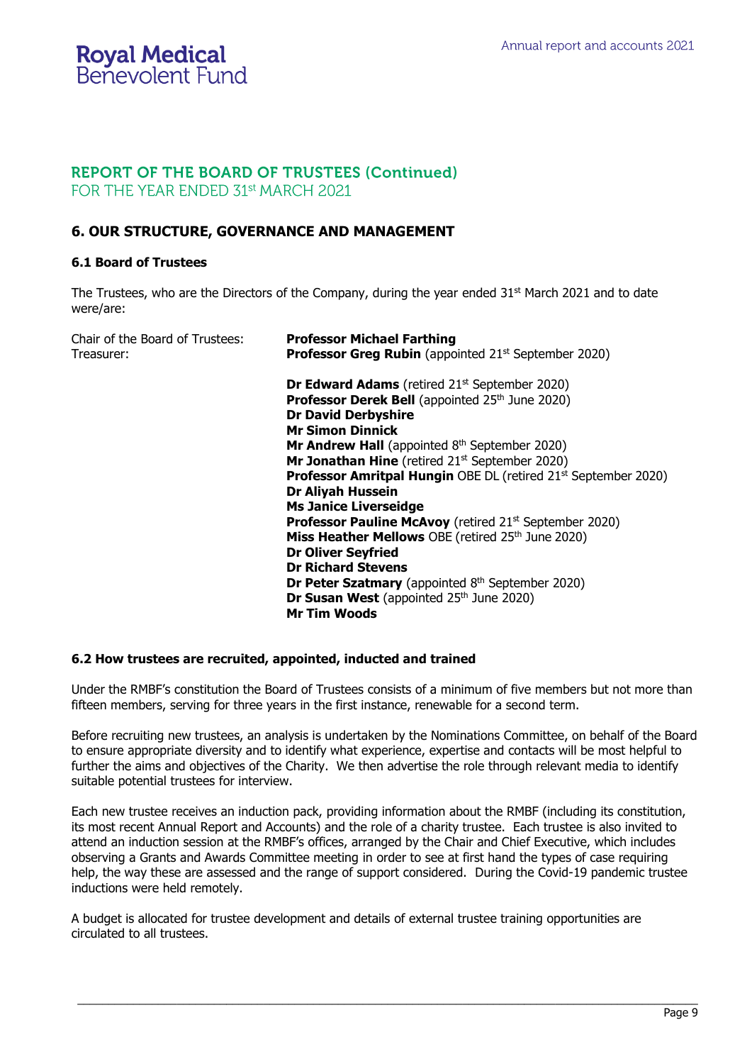## REPORT OF THE BOARD OF TRUSTEES (Continued)
FOR THE YEAR ENDED 31st MARCH 2021

### 6. OUR STRUCTURE, GOVERNANCE AND MANAGEMENT

#### 6.1 Board of Trustees

The Trustees, who are the Directors of the Company, during the year ended 31st March 2021 and to date were/are:

Chair of the Board of Trustees: **Professor Michael Farthing**
Treasurer: **Professor Greg Rubin** (appointed 21st September 2020)

**Dr Edward Adams** (retired 21st September 2020)
**Professor Derek Bell** (appointed 25th June 2020)
**Dr David Derbyshire**
**Mr Simon Dinnick**
**Mr Andrew Hall** (appointed 8th September 2020)
**Mr Jonathan Hine** (retired 21st September 2020)
**Professor Amritpal Hungin** OBE DL (retired 21st September 2020)
**Dr Aliyah Hussein**
**Ms Janice Liverseidge**
**Professor Pauline McAvoy** (retired 21st September 2020)
**Miss Heather Mellows** OBE (retired 25th June 2020)
**Dr Oliver Seyfried**
**Dr Richard Stevens**
**Dr Peter Szatmary** (appointed 8th September 2020)
**Dr Susan West** (appointed 25th June 2020)
**Mr Tim Woods**

#### 6.2 How trustees are recruited, appointed, inducted and trained

Under the RMBF's constitution the Board of Trustees consists of a minimum of five members but not more than fifteen members, serving for three years in the first instance, renewable for a second term.

Before recruiting new trustees, an analysis is undertaken by the Nominations Committee, on behalf of the Board to ensure appropriate diversity and to identify what experience, expertise and contacts will be most helpful to further the aims and objectives of the Charity. We then advertise the role through relevant media to identify suitable potential trustees for interview.

Each new trustee receives an induction pack, providing information about the RMBF (including its constitution, its most recent Annual Report and Accounts) and the role of a charity trustee. Each trustee is also invited to attend an induction session at the RMBF's offices, arranged by the Chair and Chief Executive, which includes observing a Grants and Awards Committee meeting in order to see at first hand the types of case requiring help, the way these are assessed and the range of support considered. During the Covid-19 pandemic trustee inductions were held remotely.

A budget is allocated for trustee development and details of external trustee training opportunities are circulated to all trustees.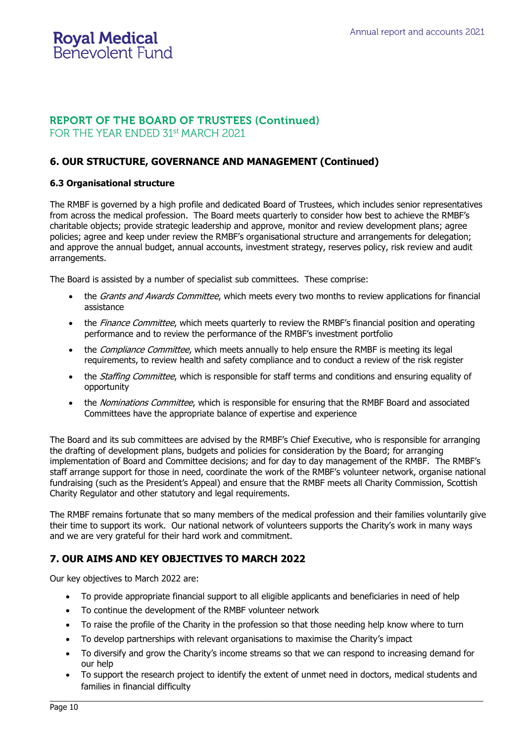## REPORT OF THE BOARD OF TRUSTEES (Continued)
FOR THE YEAR ENDED 31st MARCH 2021

### 6. OUR STRUCTURE, GOVERNANCE AND MANAGEMENT (Continued)

#### 6.3 Organisational structure

The RMBF is governed by a high profile and dedicated Board of Trustees, which includes senior representatives from across the medical profession. The Board meets quarterly to consider how best to achieve the RMBF's charitable objects; provide strategic leadership and approve, monitor and review development plans; agree policies; agree and keep under review the RMBF's organisational structure and arrangements for delegation; and approve the annual budget, annual accounts, investment strategy, reserves policy, risk review and audit arrangements.

The Board is assisted by a number of specialist sub committees. These comprise:

- the *Grants and Awards Committee*, which meets every two months to review applications for financial assistance
- the *Finance Committee*, which meets quarterly to review the RMBF's financial position and operating performance and to review the performance of the RMBF's investment portfolio
- the *Compliance Committee*, which meets annually to help ensure the RMBF is meeting its legal requirements, to review health and safety compliance and to conduct a review of the risk register
- the *Staffing Committee*, which is responsible for staff terms and conditions and ensuring equality of opportunity
- the *Nominations Committee*, which is responsible for ensuring that the RMBF Board and associated Committees have the appropriate balance of expertise and experience

The Board and its sub committees are advised by the RMBF's Chief Executive, who is responsible for arranging the drafting of development plans, budgets and policies for consideration by the Board; for arranging implementation of Board and Committee decisions; and for day to day management of the RMBF. The RMBF's staff arrange support for those in need, coordinate the work of the RMBF's volunteer network, organise national fundraising (such as the President's Appeal) and ensure that the RMBF meets all Charity Commission, Scottish Charity Regulator and other statutory and legal requirements.

The RMBF remains fortunate that so many members of the medical profession and their families voluntarily give their time to support its work. Our national network of volunteers supports the Charity's work in many ways and we are very grateful for their hard work and commitment.

### 7. OUR AIMS AND KEY OBJECTIVES TO MARCH 2022

Our key objectives to March 2022 are:

- To provide appropriate financial support to all eligible applicants and beneficiaries in need of help
- To continue the development of the RMBF volunteer network
- To raise the profile of the Charity in the profession so that those needing help know where to turn
- To develop partnerships with relevant organisations to maximise the Charity's impact
- To diversify and grow the Charity's income streams so that we can respond to increasing demand for our help
- To support the research project to identify the extent of unmet need in doctors, medical students and families in financial difficulty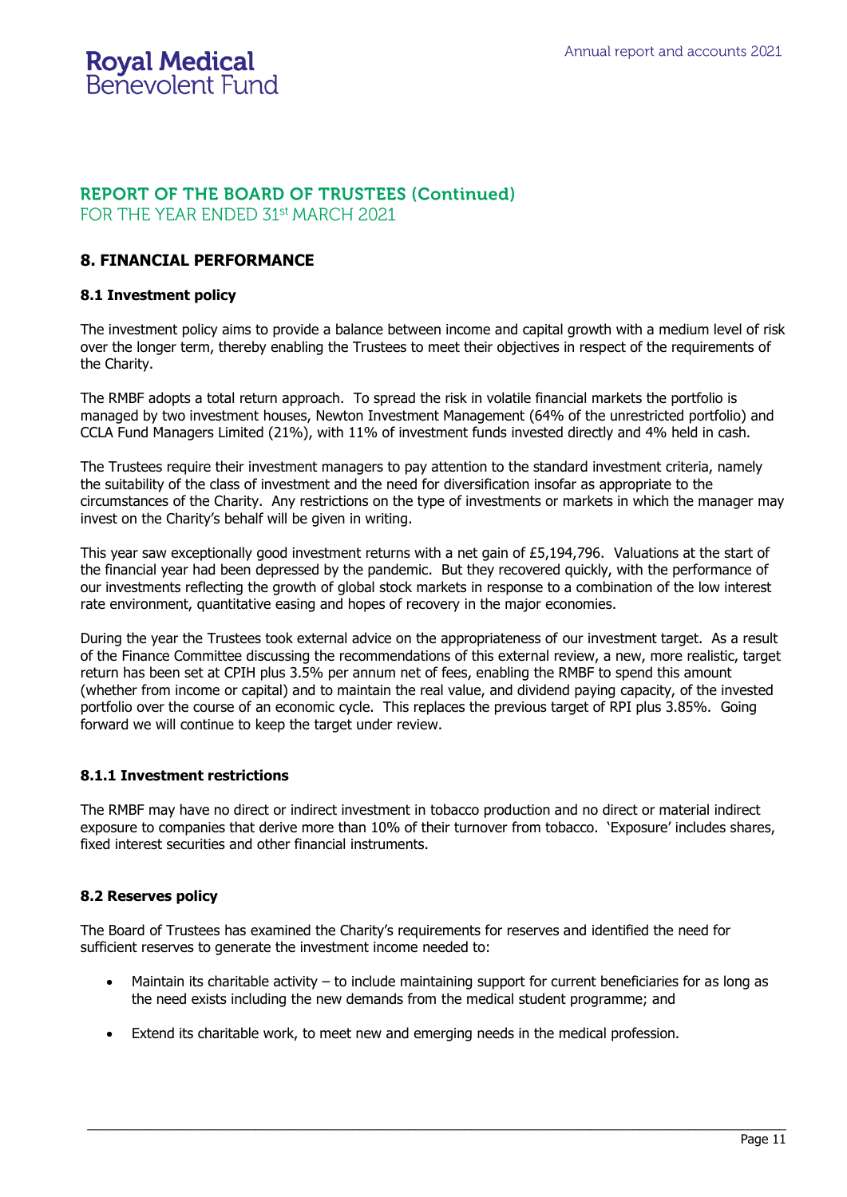## REPORT OF THE BOARD OF TRUSTEES (Continued)

FOR THE YEAR ENDED 31st MARCH 2021

### 8. FINANCIAL PERFORMANCE

#### 8.1 Investment policy

The investment policy aims to provide a balance between income and capital growth with a medium level of risk over the longer term, thereby enabling the Trustees to meet their objectives in respect of the requirements of the Charity.

The RMBF adopts a total return approach. To spread the risk in volatile financial markets the portfolio is managed by two investment houses, Newton Investment Management (64% of the unrestricted portfolio) and CCLA Fund Managers Limited (21%), with 11% of investment funds invested directly and 4% held in cash.

The Trustees require their investment managers to pay attention to the standard investment criteria, namely the suitability of the class of investment and the need for diversification insofar as appropriate to the circumstances of the Charity. Any restrictions on the type of investments or markets in which the manager may invest on the Charity's behalf will be given in writing.

This year saw exceptionally good investment returns with a net gain of £5,194,796. Valuations at the start of the financial year had been depressed by the pandemic. But they recovered quickly, with the performance of our investments reflecting the growth of global stock markets in response to a combination of the low interest rate environment, quantitative easing and hopes of recovery in the major economies.

During the year the Trustees took external advice on the appropriateness of our investment target. As a result of the Finance Committee discussing the recommendations of this external review, a new, more realistic, target return has been set at CPIH plus 3.5% per annum net of fees, enabling the RMBF to spend this amount (whether from income or capital) and to maintain the real value, and dividend paying capacity, of the invested portfolio over the course of an economic cycle. This replaces the previous target of RPI plus 3.85%. Going forward we will continue to keep the target under review.

#### 8.1.1 Investment restrictions

The RMBF may have no direct or indirect investment in tobacco production and no direct or material indirect exposure to companies that derive more than 10% of their turnover from tobacco. 'Exposure' includes shares, fixed interest securities and other financial instruments.

#### 8.2 Reserves policy

The Board of Trustees has examined the Charity's requirements for reserves and identified the need for sufficient reserves to generate the investment income needed to:

- Maintain its charitable activity – to include maintaining support for current beneficiaries for as long as the need exists including the new demands from the medical student programme; and
- Extend its charitable work, to meet new and emerging needs in the medical profession.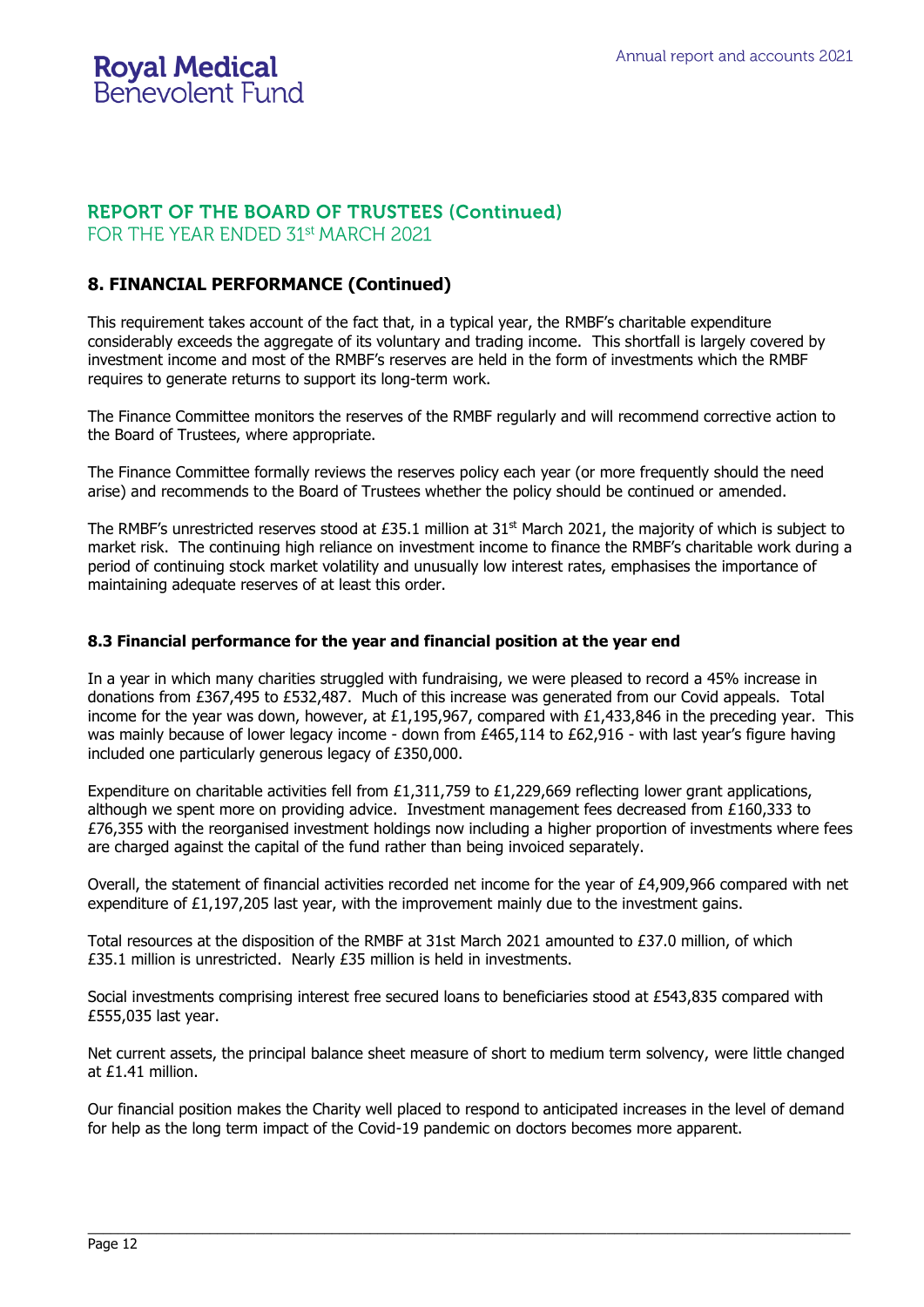## REPORT OF THE BOARD OF TRUSTEES (Continued)
FOR THE YEAR ENDED 31st MARCH 2021

### 8. FINANCIAL PERFORMANCE (Continued)

This requirement takes account of the fact that, in a typical year, the RMBF's charitable expenditure considerably exceeds the aggregate of its voluntary and trading income. This shortfall is largely covered by investment income and most of the RMBF's reserves are held in the form of investments which the RMBF requires to generate returns to support its long-term work.

The Finance Committee monitors the reserves of the RMBF regularly and will recommend corrective action to the Board of Trustees, where appropriate.

The Finance Committee formally reviews the reserves policy each year (or more frequently should the need arise) and recommends to the Board of Trustees whether the policy should be continued or amended.

The RMBF's unrestricted reserves stood at £35.1 million at 31st March 2021, the majority of which is subject to market risk. The continuing high reliance on investment income to finance the RMBF's charitable work during a period of continuing stock market volatility and unusually low interest rates, emphasises the importance of maintaining adequate reserves of at least this order.

#### 8.3 Financial performance for the year and financial position at the year end

In a year in which many charities struggled with fundraising, we were pleased to record a 45% increase in donations from £367,495 to £532,487. Much of this increase was generated from our Covid appeals. Total income for the year was down, however, at £1,195,967, compared with £1,433,846 in the preceding year. This was mainly because of lower legacy income - down from £465,114 to £62,916 - with last year's figure having included one particularly generous legacy of £350,000.

Expenditure on charitable activities fell from £1,311,759 to £1,229,669 reflecting lower grant applications, although we spent more on providing advice. Investment management fees decreased from £160,333 to £76,355 with the reorganised investment holdings now including a higher proportion of investments where fees are charged against the capital of the fund rather than being invoiced separately.

Overall, the statement of financial activities recorded net income for the year of £4,909,966 compared with net expenditure of £1,197,205 last year, with the improvement mainly due to the investment gains.

Total resources at the disposition of the RMBF at 31st March 2021 amounted to £37.0 million, of which £35.1 million is unrestricted. Nearly £35 million is held in investments.

Social investments comprising interest free secured loans to beneficiaries stood at £543,835 compared with £555,035 last year.

Net current assets, the principal balance sheet measure of short to medium term solvency, were little changed at £1.41 million.

Our financial position makes the Charity well placed to respond to anticipated increases in the level of demand for help as the long term impact of the Covid-19 pandemic on doctors becomes more apparent.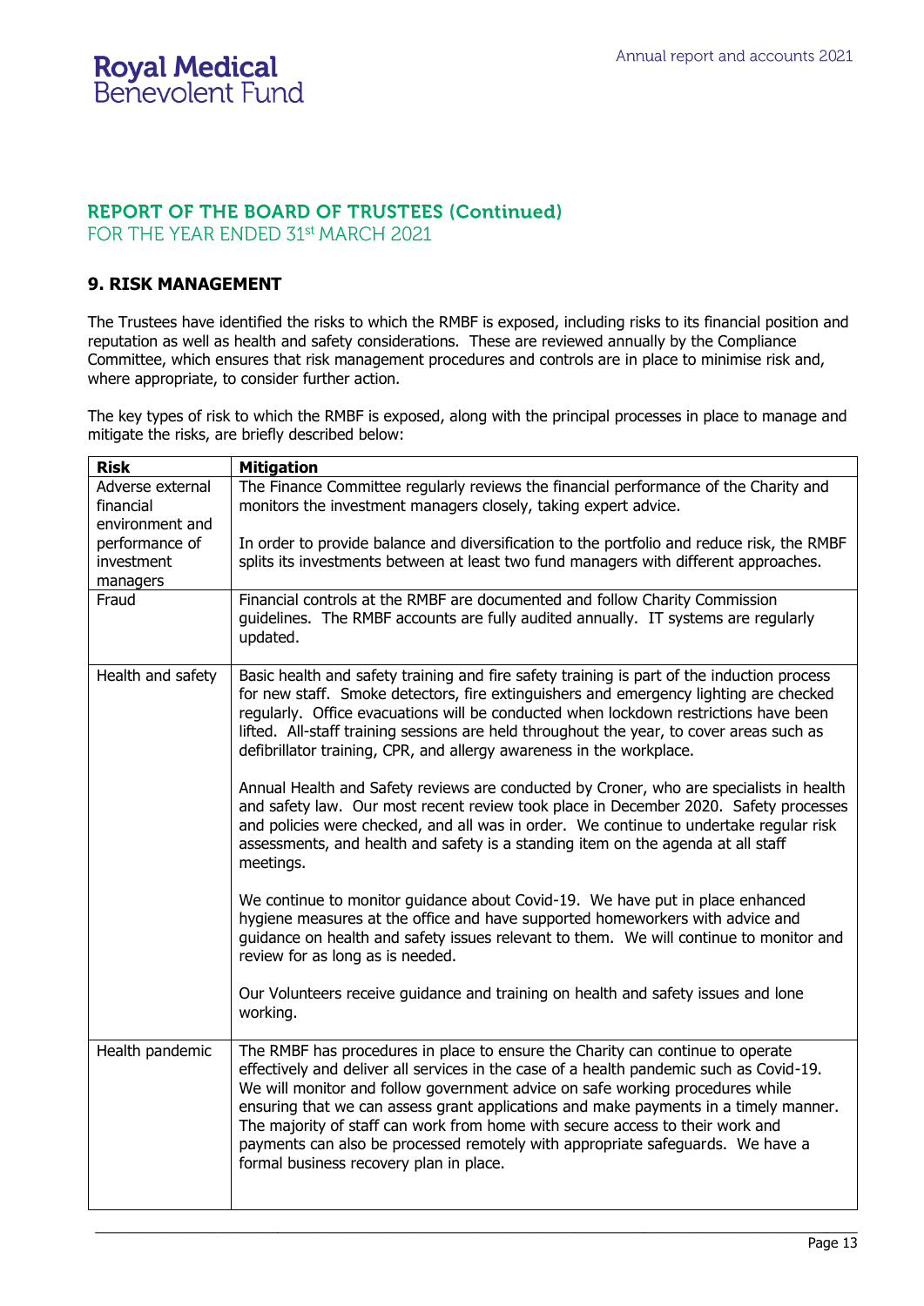## REPORT OF THE BOARD OF TRUSTEES (Continued)
FOR THE YEAR ENDED 31st MARCH 2021

### 9. RISK MANAGEMENT

The Trustees have identified the risks to which the RMBF is exposed, including risks to its financial position and reputation as well as health and safety considerations. These are reviewed annually by the Compliance Committee, which ensures that risk management procedures and controls are in place to minimise risk and, where appropriate, to consider further action.

The key types of risk to which the RMBF is exposed, along with the principal processes in place to manage and mitigate the risks, are briefly described below:

| Risk | Mitigation |
|---|---|
| Adverse external financial environment and performance of investment managers | The Finance Committee regularly reviews the financial performance of the Charity and monitors the investment managers closely, taking expert advice.<br><br>In order to provide balance and diversification to the portfolio and reduce risk, the RMBF splits its investments between at least two fund managers with different approaches. |
| Fraud | Financial controls at the RMBF are documented and follow Charity Commission guidelines. The RMBF accounts are fully audited annually. IT systems are regularly updated. |
| Health and safety | Basic health and safety training and fire safety training is part of the induction process for new staff. Smoke detectors, fire extinguishers and emergency lighting are checked regularly. Office evacuations will be conducted when lockdown restrictions have been lifted. All-staff training sessions are held throughout the year, to cover areas such as defibrillator training, CPR, and allergy awareness in the workplace.<br><br>Annual Health and Safety reviews are conducted by Croner, who are specialists in health and safety law. Our most recent review took place in December 2020. Safety processes and policies were checked, and all was in order. We continue to undertake regular risk assessments, and health and safety is a standing item on the agenda at all staff meetings.<br><br>We continue to monitor guidance about Covid-19. We have put in place enhanced hygiene measures at the office and have supported homeworkers with advice and guidance on health and safety issues relevant to them. We will continue to monitor and review for as long as is needed.<br><br>Our Volunteers receive guidance and training on health and safety issues and lone working. |
| Health pandemic | The RMBF has procedures in place to ensure the Charity can continue to operate effectively and deliver all services in the case of a health pandemic such as Covid-19. We will monitor and follow government advice on safe working procedures while ensuring that we can assess grant applications and make payments in a timely manner. The majority of staff can work from home with secure access to their work and payments can also be processed remotely with appropriate safeguards. We have a formal business recovery plan in place. |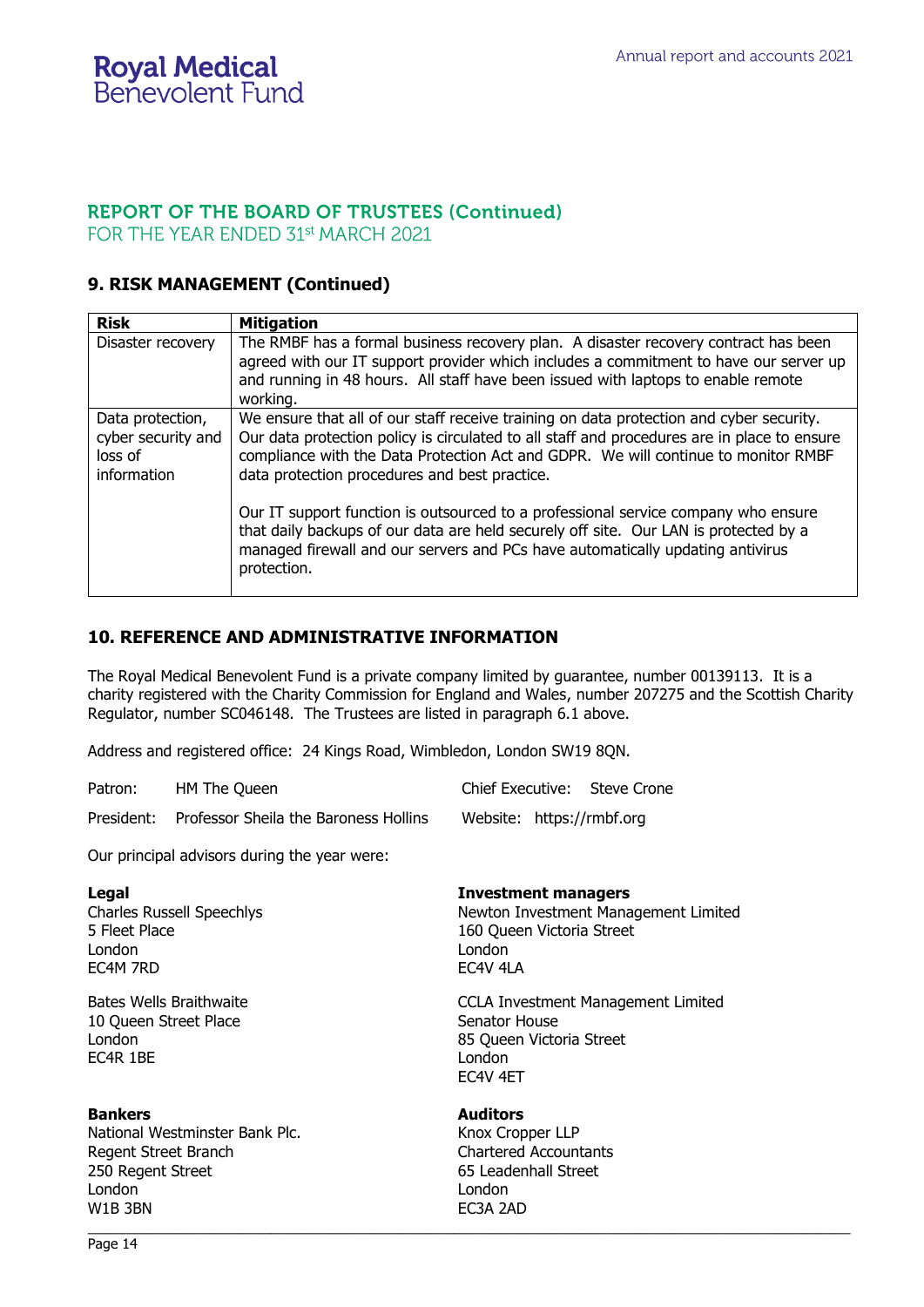## REPORT OF THE BOARD OF TRUSTEES (Continued)
FOR THE YEAR ENDED 31st MARCH 2021

### 9. RISK MANAGEMENT (Continued)

| Risk | Mitigation |
|---|---|
| Disaster recovery | The RMBF has a formal business recovery plan. A disaster recovery contract has been agreed with our IT support provider which includes a commitment to have our server up and running in 48 hours. All staff have been issued with laptops to enable remote working. |
| Data protection, cyber security and loss of information | We ensure that all of our staff receive training on data protection and cyber security. Our data protection policy is circulated to all staff and procedures are in place to ensure compliance with the Data Protection Act and GDPR. We will continue to monitor RMBF data protection procedures and best practice.<br><br>Our IT support function is outsourced to a professional service company who ensure that daily backups of our data are held securely off site. Our LAN is protected by a managed firewall and our servers and PCs have automatically updating antivirus protection. |

### 10. REFERENCE AND ADMINISTRATIVE INFORMATION

The Royal Medical Benevolent Fund is a private company limited by guarantee, number 00139113. It is a charity registered with the Charity Commission for England and Wales, number 207275 and the Scottish Charity Regulator, number SC046148. The Trustees are listed in paragraph 6.1 above.

Address and registered office: 24 Kings Road, Wimbledon, London SW19 8QN.

Patron: HM The Queen

President: Professor Sheila the Baroness Hollins

Chief Executive: Steve Crone

Website: https://rmbf.org

Our principal advisors during the year were:

**Legal**
Charles Russell Speechlys
5 Fleet Place
London
EC4M 7RD

Bates Wells Braithwaite
10 Queen Street Place
London
EC4R 1BE

**Bankers**
National Westminster Bank Plc.
Regent Street Branch
250 Regent Street
London
W1B 3BN

**Investment managers**
Newton Investment Management Limited
160 Queen Victoria Street
London
EC4V 4LA

CCLA Investment Management Limited
Senator House
85 Queen Victoria Street
London
EC4V 4ET

**Auditors**
Knox Cropper LLP
Chartered Accountants
65 Leadenhall Street
London
EC3A 2AD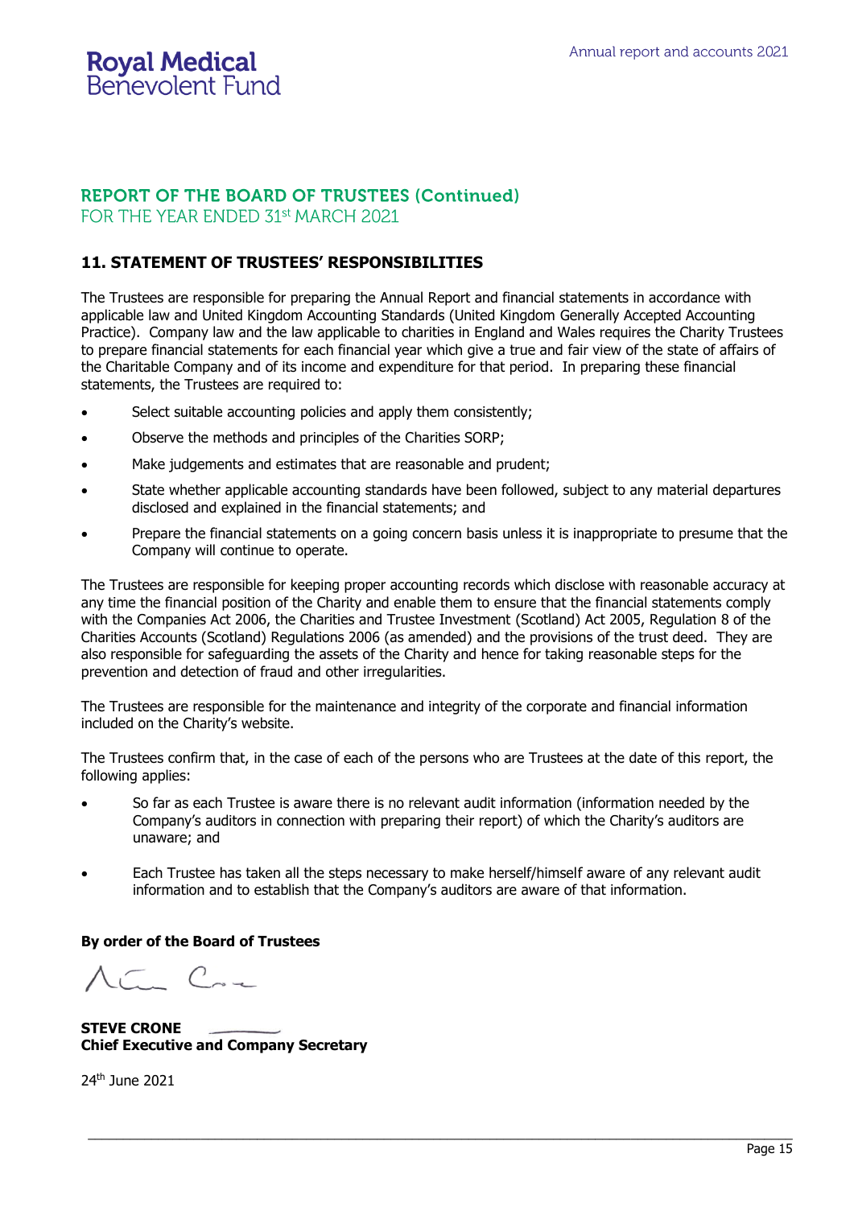## REPORT OF THE BOARD OF TRUSTEES (Continued)
FOR THE YEAR ENDED 31st MARCH 2021

### 11. STATEMENT OF TRUSTEES' RESPONSIBILITIES

The Trustees are responsible for preparing the Annual Report and financial statements in accordance with applicable law and United Kingdom Accounting Standards (United Kingdom Generally Accepted Accounting Practice). Company law and the law applicable to charities in England and Wales requires the Charity Trustees to prepare financial statements for each financial year which give a true and fair view of the state of affairs of the Charitable Company and of its income and expenditure for that period. In preparing these financial statements, the Trustees are required to:

- Select suitable accounting policies and apply them consistently;
- Observe the methods and principles of the Charities SORP;
- Make judgements and estimates that are reasonable and prudent;
- State whether applicable accounting standards have been followed, subject to any material departures disclosed and explained in the financial statements; and
- Prepare the financial statements on a going concern basis unless it is inappropriate to presume that the Company will continue to operate.

The Trustees are responsible for keeping proper accounting records which disclose with reasonable accuracy at any time the financial position of the Charity and enable them to ensure that the financial statements comply with the Companies Act 2006, the Charities and Trustee Investment (Scotland) Act 2005, Regulation 8 of the Charities Accounts (Scotland) Regulations 2006 (as amended) and the provisions of the trust deed. They are also responsible for safeguarding the assets of the Charity and hence for taking reasonable steps for the prevention and detection of fraud and other irregularities.

The Trustees are responsible for the maintenance and integrity of the corporate and financial information included on the Charity's website.

The Trustees confirm that, in the case of each of the persons who are Trustees at the date of this report, the following applies:

- So far as each Trustee is aware there is no relevant audit information (information needed by the Company's auditors in connection with preparing their report) of which the Charity's auditors are unaware; and
- Each Trustee has taken all the steps necessary to make herself/himself aware of any relevant audit information and to establish that the Company's auditors are aware of that information.

**By order of the Board of Trustees**

**STEVE CRONE**
**Chief Executive and Company Secretary**

24th June 2021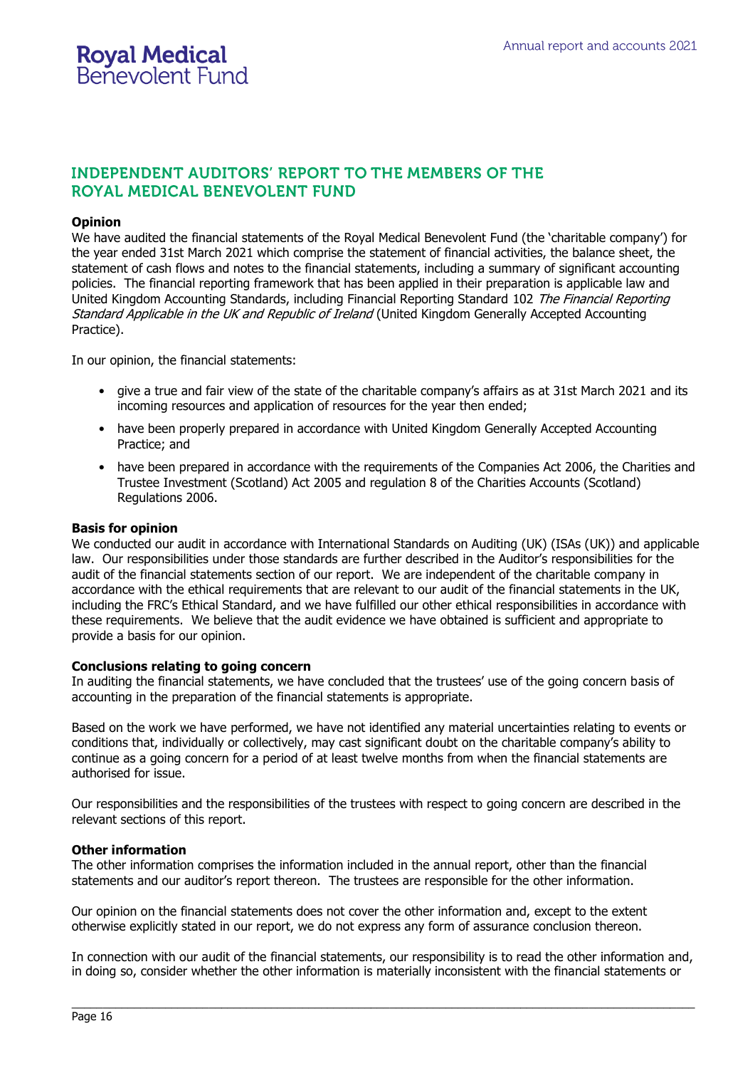## INDEPENDENT AUDITORS' REPORT TO THE MEMBERS OF THE ROYAL MEDICAL BENEVOLENT FUND

**Opinion**

We have audited the financial statements of the Royal Medical Benevolent Fund (the 'charitable company') for the year ended 31st March 2021 which comprise the statement of financial activities, the balance sheet, the statement of cash flows and notes to the financial statements, including a summary of significant accounting policies. The financial reporting framework that has been applied in their preparation is applicable law and United Kingdom Accounting Standards, including Financial Reporting Standard 102 *The Financial Reporting Standard Applicable in the UK and Republic of Ireland* (United Kingdom Generally Accepted Accounting Practice).

In our opinion, the financial statements:

- give a true and fair view of the state of the charitable company's affairs as at 31st March 2021 and its incoming resources and application of resources for the year then ended;
- have been properly prepared in accordance with United Kingdom Generally Accepted Accounting Practice; and
- have been prepared in accordance with the requirements of the Companies Act 2006, the Charities and Trustee Investment (Scotland) Act 2005 and regulation 8 of the Charities Accounts (Scotland) Regulations 2006.

**Basis for opinion**

We conducted our audit in accordance with International Standards on Auditing (UK) (ISAs (UK)) and applicable law. Our responsibilities under those standards are further described in the Auditor's responsibilities for the audit of the financial statements section of our report. We are independent of the charitable company in accordance with the ethical requirements that are relevant to our audit of the financial statements in the UK, including the FRC's Ethical Standard, and we have fulfilled our other ethical responsibilities in accordance with these requirements. We believe that the audit evidence we have obtained is sufficient and appropriate to provide a basis for our opinion.

**Conclusions relating to going concern**

In auditing the financial statements, we have concluded that the trustees' use of the going concern basis of accounting in the preparation of the financial statements is appropriate.

Based on the work we have performed, we have not identified any material uncertainties relating to events or conditions that, individually or collectively, may cast significant doubt on the charitable company's ability to continue as a going concern for a period of at least twelve months from when the financial statements are authorised for issue.

Our responsibilities and the responsibilities of the trustees with respect to going concern are described in the relevant sections of this report.

**Other information**

The other information comprises the information included in the annual report, other than the financial statements and our auditor's report thereon. The trustees are responsible for the other information.

Our opinion on the financial statements does not cover the other information and, except to the extent otherwise explicitly stated in our report, we do not express any form of assurance conclusion thereon.

In connection with our audit of the financial statements, our responsibility is to read the other information and, in doing so, consider whether the other information is materially inconsistent with the financial statements or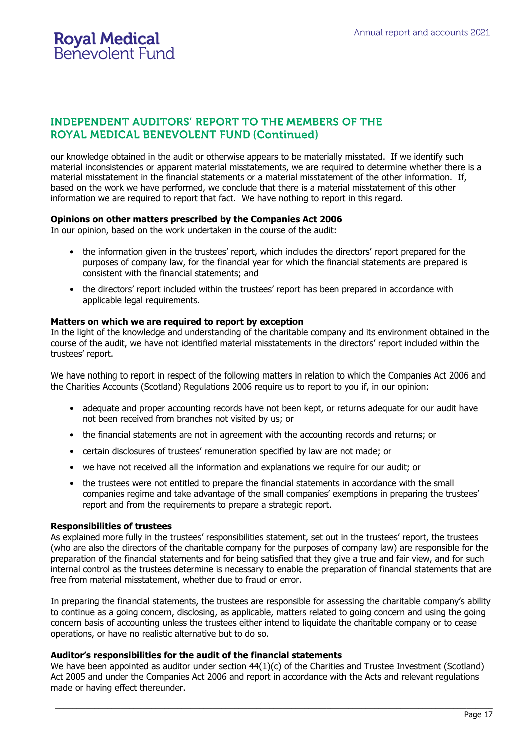## INDEPENDENT AUDITORS' REPORT TO THE MEMBERS OF THE ROYAL MEDICAL BENEVOLENT FUND (Continued)

our knowledge obtained in the audit or otherwise appears to be materially misstated. If we identify such material inconsistencies or apparent material misstatements, we are required to determine whether there is a material misstatement in the financial statements or a material misstatement of the other information. If, based on the work we have performed, we conclude that there is a material misstatement of this other information we are required to report that fact. We have nothing to report in this regard.

**Opinions on other matters prescribed by the Companies Act 2006**

In our opinion, based on the work undertaken in the course of the audit:

- the information given in the trustees' report, which includes the directors' report prepared for the purposes of company law, for the financial year for which the financial statements are prepared is consistent with the financial statements; and
- the directors' report included within the trustees' report has been prepared in accordance with applicable legal requirements.

**Matters on which we are required to report by exception**

In the light of the knowledge and understanding of the charitable company and its environment obtained in the course of the audit, we have not identified material misstatements in the directors' report included within the trustees' report.

We have nothing to report in respect of the following matters in relation to which the Companies Act 2006 and the Charities Accounts (Scotland) Regulations 2006 require us to report to you if, in our opinion:

- adequate and proper accounting records have not been kept, or returns adequate for our audit have not been received from branches not visited by us; or
- the financial statements are not in agreement with the accounting records and returns; or
- certain disclosures of trustees' remuneration specified by law are not made; or
- we have not received all the information and explanations we require for our audit; or
- the trustees were not entitled to prepare the financial statements in accordance with the small companies regime and take advantage of the small companies' exemptions in preparing the trustees' report and from the requirements to prepare a strategic report.

**Responsibilities of trustees**

As explained more fully in the trustees' responsibilities statement, set out in the trustees' report, the trustees (who are also the directors of the charitable company for the purposes of company law) are responsible for the preparation of the financial statements and for being satisfied that they give a true and fair view, and for such internal control as the trustees determine is necessary to enable the preparation of financial statements that are free from material misstatement, whether due to fraud or error.

In preparing the financial statements, the trustees are responsible for assessing the charitable company's ability to continue as a going concern, disclosing, as applicable, matters related to going concern and using the going concern basis of accounting unless the trustees either intend to liquidate the charitable company or to cease operations, or have no realistic alternative but to do so.

**Auditor's responsibilities for the audit of the financial statements**

We have been appointed as auditor under section 44(1)(c) of the Charities and Trustee Investment (Scotland) Act 2005 and under the Companies Act 2006 and report in accordance with the Acts and relevant regulations made or having effect thereunder.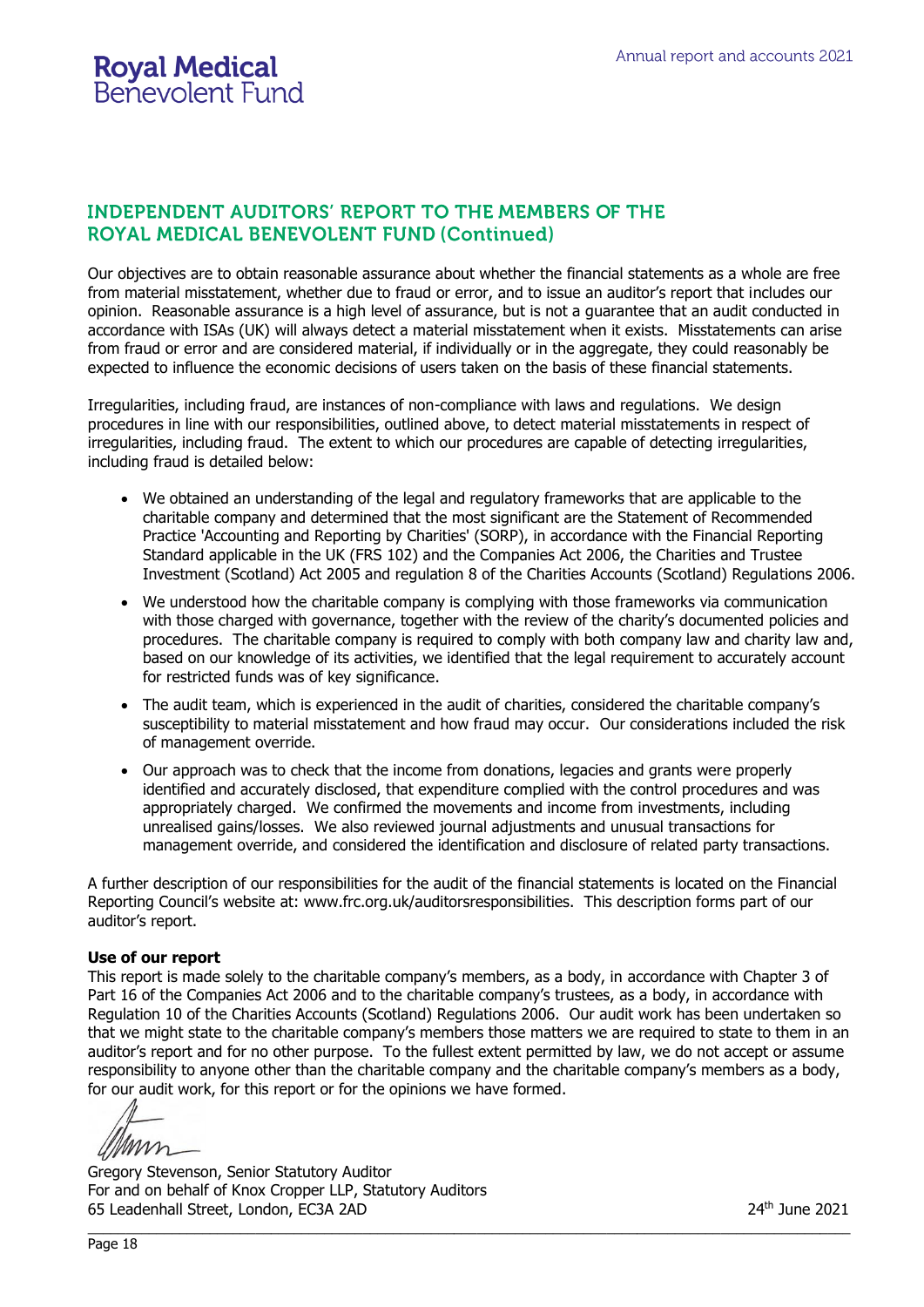## INDEPENDENT AUDITORS' REPORT TO THE MEMBERS OF THE ROYAL MEDICAL BENEVOLENT FUND (Continued)

Our objectives are to obtain reasonable assurance about whether the financial statements as a whole are free from material misstatement, whether due to fraud or error, and to issue an auditor's report that includes our opinion. Reasonable assurance is a high level of assurance, but is not a guarantee that an audit conducted in accordance with ISAs (UK) will always detect a material misstatement when it exists. Misstatements can arise from fraud or error and are considered material, if individually or in the aggregate, they could reasonably be expected to influence the economic decisions of users taken on the basis of these financial statements.

Irregularities, including fraud, are instances of non-compliance with laws and regulations. We design procedures in line with our responsibilities, outlined above, to detect material misstatements in respect of irregularities, including fraud. The extent to which our procedures are capable of detecting irregularities, including fraud is detailed below:

- We obtained an understanding of the legal and regulatory frameworks that are applicable to the charitable company and determined that the most significant are the Statement of Recommended Practice 'Accounting and Reporting by Charities' (SORP), in accordance with the Financial Reporting Standard applicable in the UK (FRS 102) and the Companies Act 2006, the Charities and Trustee Investment (Scotland) Act 2005 and regulation 8 of the Charities Accounts (Scotland) Regulations 2006.
- We understood how the charitable company is complying with those frameworks via communication with those charged with governance, together with the review of the charity's documented policies and procedures. The charitable company is required to comply with both company law and charity law and, based on our knowledge of its activities, we identified that the legal requirement to accurately account for restricted funds was of key significance.
- The audit team, which is experienced in the audit of charities, considered the charitable company's susceptibility to material misstatement and how fraud may occur. Our considerations included the risk of management override.
- Our approach was to check that the income from donations, legacies and grants were properly identified and accurately disclosed, that expenditure complied with the control procedures and was appropriately charged. We confirmed the movements and income from investments, including unrealised gains/losses. We also reviewed journal adjustments and unusual transactions for management override, and considered the identification and disclosure of related party transactions.

A further description of our responsibilities for the audit of the financial statements is located on the Financial Reporting Council's website at: www.frc.org.uk/auditorsresponsibilities. This description forms part of our auditor's report.

**Use of our report**

This report is made solely to the charitable company's members, as a body, in accordance with Chapter 3 of Part 16 of the Companies Act 2006 and to the charitable company's trustees, as a body, in accordance with Regulation 10 of the Charities Accounts (Scotland) Regulations 2006. Our audit work has been undertaken so that we might state to the charitable company's members those matters we are required to state to them in an auditor's report and for no other purpose. To the fullest extent permitted by law, we do not accept or assume responsibility to anyone other than the charitable company and the charitable company's members as a body, for our audit work, for this report or for the opinions we have formed.

Gregory Stevenson, Senior Statutory Auditor
For and on behalf of Knox Cropper LLP, Statutory Auditors
65 Leadenhall Street, London, EC3A 2AD

24th June 2021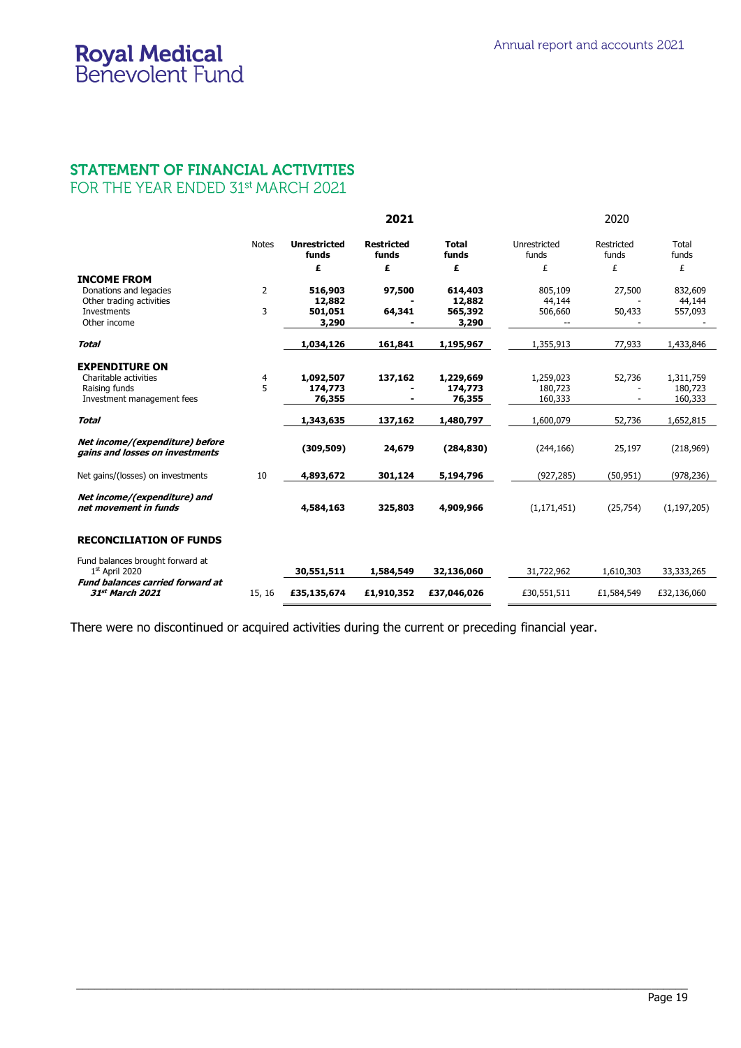## STATEMENT OF FINANCIAL ACTIVITIES

FOR THE YEAR ENDED 31st MARCH 2021

| | Notes | 2021 Unrestricted funds £ | 2021 Restricted funds £ | 2021 Total funds £ | 2020 Unrestricted funds £ | 2020 Restricted funds £ | 2020 Total funds £ |
|---|---|---|---|---|---|---|---|
| **INCOME FROM** | | | | | | | |
| Donations and legacies | 2 | **516,903** | **97,500** | **614,403** | 805,109 | 27,500 | 832,609 |
| Other trading activities | | **12,882** | **-** | **12,882** | 44,144 | - | 44,144 |
| Investments | 3 | **501,051** | **64,341** | **565,392** | 506,660 | 50,433 | 557,093 |
| Other income | | **3,290** | **-** | **3,290** | -- | - | - |
| ***Total*** | | **1,034,126** | **161,841** | **1,195,967** | 1,355,913 | 77,933 | 1,433,846 |
| **EXPENDITURE ON** | | | | | | | |
| Charitable activities | 4 | **1,092,507** | **137,162** | **1,229,669** | 1,259,023 | 52,736 | 1,311,759 |
| Raising funds | 5 | **174,773** | **-** | **174,773** | 180,723 | - | 180,723 |
| Investment management fees | | **76,355** | **-** | **76,355** | 160,333 | - | 160,333 |
| ***Total*** | | **1,343,635** | **137,162** | **1,480,797** | 1,600,079 | 52,736 | 1,652,815 |
| ***Net income/(expenditure) before gains and losses on investments*** | | **(309,509)** | **24,679** | **(284,830)** | (244,166) | 25,197 | (218,969) |
| Net gains/(losses) on investments | 10 | **4,893,672** | **301,124** | **5,194,796** | (927,285) | (50,951) | (978,236) |
| ***Net income/(expenditure) and net movement in funds*** | | **4,584,163** | **325,803** | **4,909,966** | (1,171,451) | (25,754) | (1,197,205) |
| **RECONCILIATION OF FUNDS** | | | | | | | |
| Fund balances brought forward at 1st April 2020 | | **30,551,511** | **1,584,549** | **32,136,060** | 31,722,962 | 1,610,303 | 33,333,265 |
| ***Fund balances carried forward at 31st March 2021*** | 15, 16 | **£35,135,674** | **£1,910,352** | **£37,046,026** | £30,551,511 | £1,584,549 | £32,136,060 |

There were no discontinued or acquired activities during the current or preceding financial year.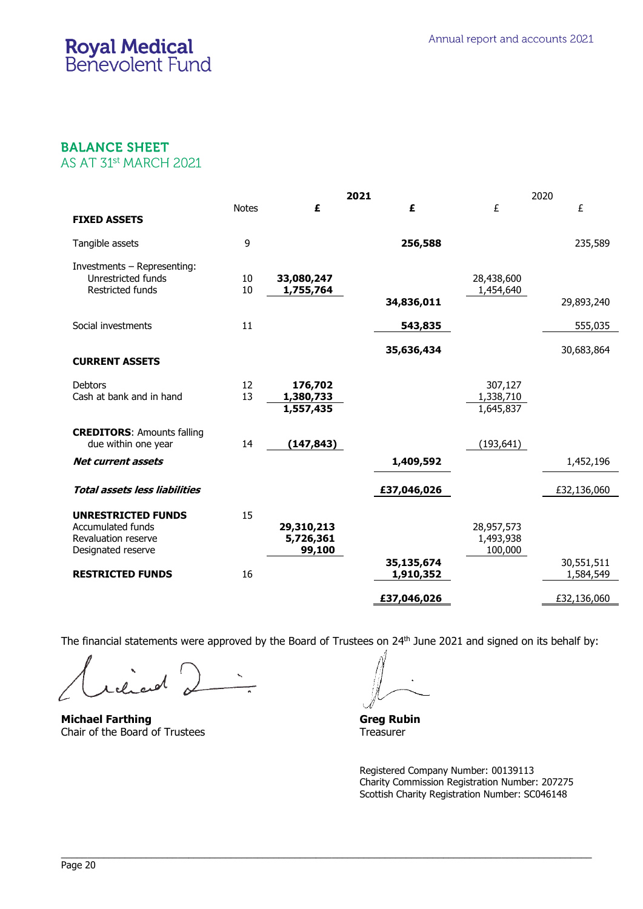Royal Medical Benevolent Fund

## BALANCE SHEET
### AS AT 31st MARCH 2021

| | Notes | 2021 £ | 2021 £ | 2020 £ | 2020 £ |
|---|---|---|---|---|---|
| **FIXED ASSETS** | | | | | |
| Tangible assets | 9 | | **256,588** | | 235,589 |
| Investments – Representing: | | | | | |
| Unrestricted funds | 10 | **33,080,247** | | 28,438,600 | |
| Restricted funds | 10 | **1,755,764** | | 1,454,640 | |
| | | | **34,836,011** | | 29,893,240 |
| Social investments | 11 | | **543,835** | | 555,035 |
| | | | **35,636,434** | | 30,683,864 |
| **CURRENT ASSETS** | | | | | |
| Debtors | 12 | **176,702** | | 307,127 | |
| Cash at bank and in hand | 13 | **1,380,733** | | 1,338,710 | |
| | | **1,557,435** | | 1,645,837 | |
| **CREDITORS**: Amounts falling due within one year | 14 | **(147,843)** | | (193,641) | |
| ***Net current assets*** | | | **1,409,592** | | 1,452,196 |
| ***Total assets less liabilities*** | | | **£37,046,026** | | £32,136,060 |
| **UNRESTRICTED FUNDS** | 15 | | | | |
| Accumulated funds | | **29,310,213** | | 28,957,573 | |
| Revaluation reserve | | **5,726,361** | | 1,493,938 | |
| Designated reserve | | **99,100** | | 100,000 | |
| | | | **35,135,674** | | 30,551,511 |
| **RESTRICTED FUNDS** | 16 | | **1,910,352** | | 1,584,549 |
| | | | **£37,046,026** | | £32,136,060 |

The financial statements were approved by the Board of Trustees on 24th June 2021 and signed on its behalf by:

**Michael Farthing**
Chair of the Board of Trustees

**Greg Rubin**
Treasurer

Registered Company Number: 00139113
Charity Commission Registration Number: 207275
Scottish Charity Registration Number: SC046148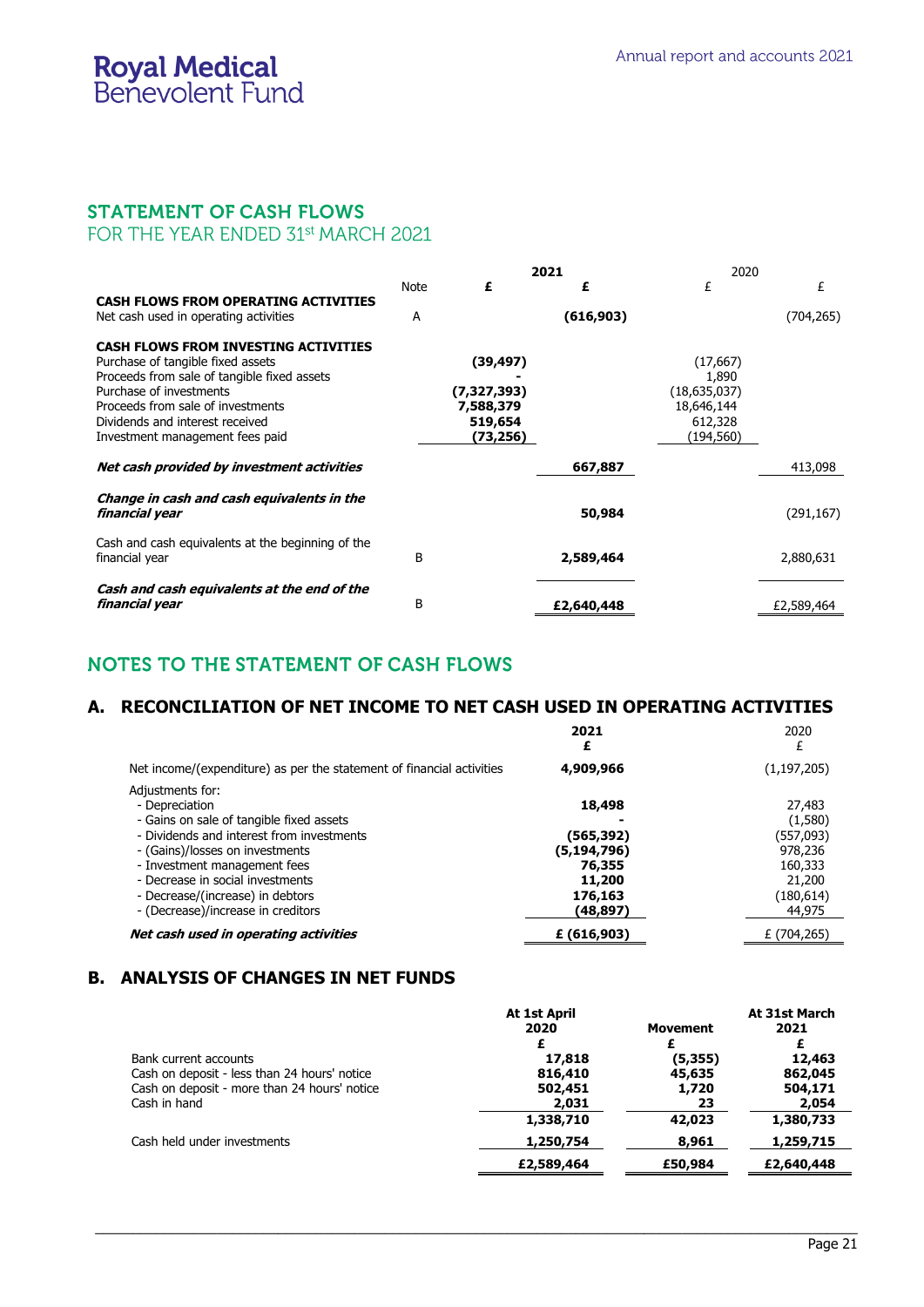## STATEMENT OF CASH FLOWS
FOR THE YEAR ENDED 31st MARCH 2021

| | Note | 2021 £ | 2021 £ | 2020 £ | 2020 £ |
|---|---|---|---|---|---|
| **CASH FLOWS FROM OPERATING ACTIVITIES** | | | | | |
| Net cash used in operating activities | A | | **(616,903)** | | (704,265) |
| **CASH FLOWS FROM INVESTING ACTIVITIES** | | | | | |
| Purchase of tangible fixed assets | | **(39,497)** | | (17,667) | |
| Proceeds from sale of tangible fixed assets | | **-** | | 1,890 | |
| Purchase of investments | | **(7,327,393)** | | (18,635,037) | |
| Proceeds from sale of investments | | **7,588,379** | | 18,646,144 | |
| Dividends and interest received | | **519,654** | | 612,328 | |
| Investment management fees paid | | **(73,256)** | | (194,560) | |
| ***Net cash provided by investment activities*** | | | **667,887** | | 413,098 |
| ***Change in cash and cash equivalents in the financial year*** | | | **50,984** | | (291,167) |
| Cash and cash equivalents at the beginning of the financial year | B | | **2,589,464** | | 2,880,631 |
| ***Cash and cash equivalents at the end of the financial year*** | B | | **£2,640,448** | | £2,589,464 |

## NOTES TO THE STATEMENT OF CASH FLOWS

### A. RECONCILIATION OF NET INCOME TO NET CASH USED IN OPERATING ACTIVITIES

| | 2021 £ | 2020 £ |
|---|---|---|
| Net income/(expenditure) as per the statement of financial activities | **4,909,966** | (1,197,205) |
| Adjustments for: | | |
| - Depreciation | **18,498** | 27,483 |
| - Gains on sale of tangible fixed assets | **-** | (1,580) |
| - Dividends and interest from investments | **(565,392)** | (557,093) |
| - (Gains)/losses on investments | **(5,194,796)** | 978,236 |
| - Investment management fees | **76,355** | 160,333 |
| - Decrease in social investments | **11,200** | 21,200 |
| - Decrease/(increase) in debtors | **176,163** | (180,614) |
| - (Decrease)/increase in creditors | **(48,897)** | 44,975 |
| ***Net cash used in operating activities*** | **£ (616,903)** | £ (704,265) |

### B. ANALYSIS OF CHANGES IN NET FUNDS

| | At 1st April 2020 £ | Movement £ | At 31st March 2021 £ |
|---|---|---|---|
| Bank current accounts | **17,818** | **(5,355)** | **12,463** |
| Cash on deposit - less than 24 hours' notice | **816,410** | **45,635** | **862,045** |
| Cash on deposit - more than 24 hours' notice | **502,451** | **1,720** | **504,171** |
| Cash in hand | **2,031** | **23** | **2,054** |
| | **1,338,710** | **42,023** | **1,380,733** |
| Cash held under investments | **1,250,754** | **8,961** | **1,259,715** |
| | **£2,589,464** | **£50,984** | **£2,640,448** |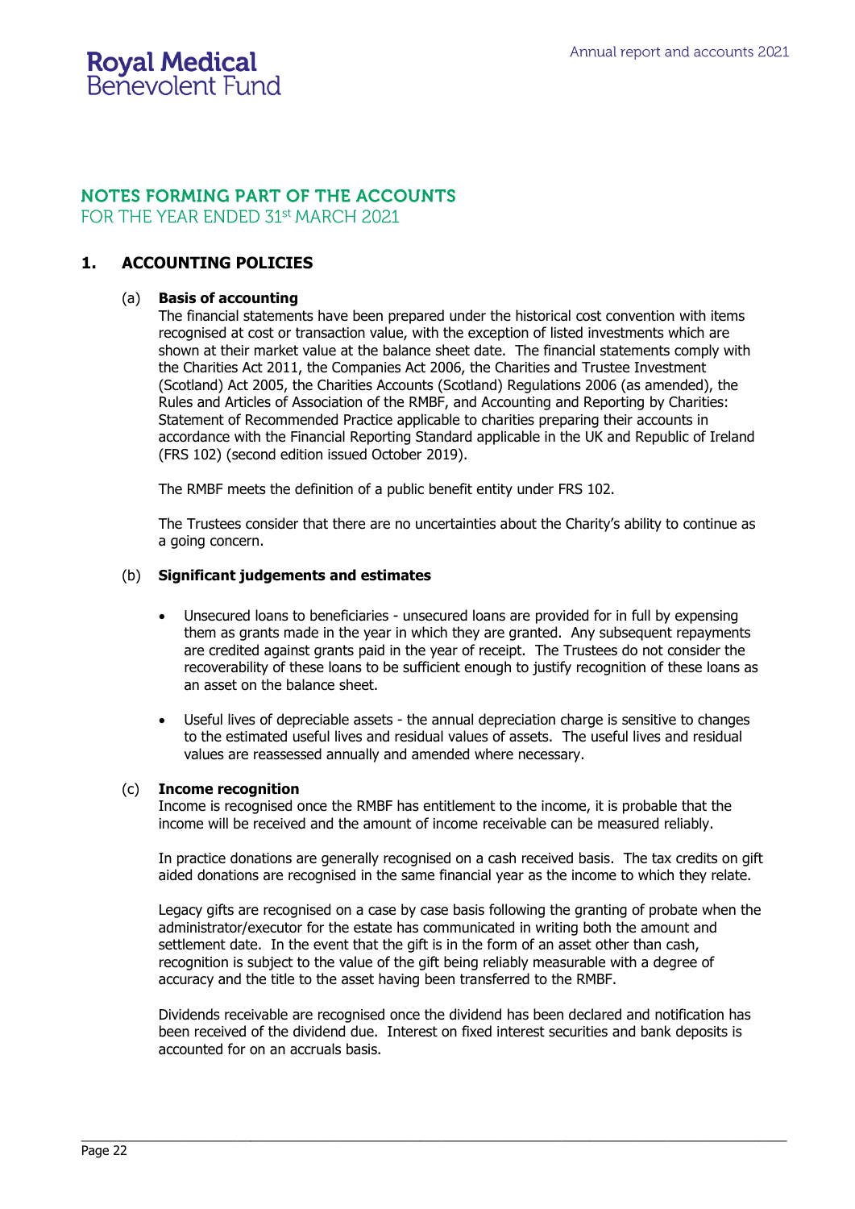# NOTES FORMING PART OF THE ACCOUNTS

FOR THE YEAR ENDED 31st MARCH 2021

## 1. ACCOUNTING POLICIES

### (a) Basis of accounting

The financial statements have been prepared under the historical cost convention with items recognised at cost or transaction value, with the exception of listed investments which are shown at their market value at the balance sheet date. The financial statements comply with the Charities Act 2011, the Companies Act 2006, the Charities and Trustee Investment (Scotland) Act 2005, the Charities Accounts (Scotland) Regulations 2006 (as amended), the Rules and Articles of Association of the RMBF, and Accounting and Reporting by Charities: Statement of Recommended Practice applicable to charities preparing their accounts in accordance with the Financial Reporting Standard applicable in the UK and Republic of Ireland (FRS 102) (second edition issued October 2019).

The RMBF meets the definition of a public benefit entity under FRS 102.

The Trustees consider that there are no uncertainties about the Charity's ability to continue as a going concern.

### (b) Significant judgements and estimates

- Unsecured loans to beneficiaries - unsecured loans are provided for in full by expensing them as grants made in the year in which they are granted. Any subsequent repayments are credited against grants paid in the year of receipt. The Trustees do not consider the recoverability of these loans to be sufficient enough to justify recognition of these loans as an asset on the balance sheet.

- Useful lives of depreciable assets - the annual depreciation charge is sensitive to changes to the estimated useful lives and residual values of assets. The useful lives and residual values are reassessed annually and amended where necessary.

### (c) Income recognition

Income is recognised once the RMBF has entitlement to the income, it is probable that the income will be received and the amount of income receivable can be measured reliably.

In practice donations are generally recognised on a cash received basis. The tax credits on gift aided donations are recognised in the same financial year as the income to which they relate.

Legacy gifts are recognised on a case by case basis following the granting of probate when the administrator/executor for the estate has communicated in writing both the amount and settlement date. In the event that the gift is in the form of an asset other than cash, recognition is subject to the value of the gift being reliably measurable with a degree of accuracy and the title to the asset having been transferred to the RMBF.

Dividends receivable are recognised once the dividend has been declared and notification has been received of the dividend due. Interest on fixed interest securities and bank deposits is accounted for on an accruals basis.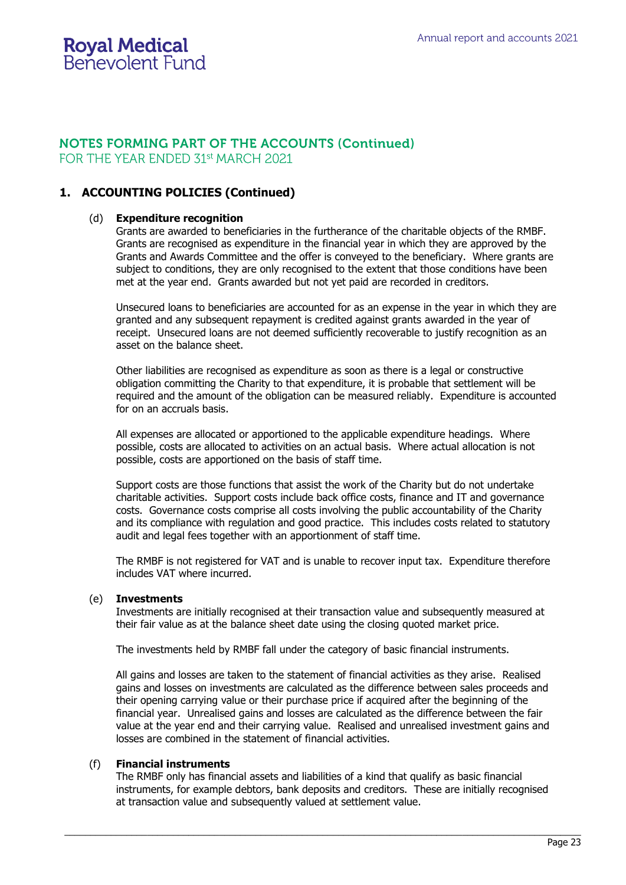## NOTES FORMING PART OF THE ACCOUNTS (Continued)
FOR THE YEAR ENDED 31st MARCH 2021

### 1. ACCOUNTING POLICIES (Continued)

(d) **Expenditure recognition**

Grants are awarded to beneficiaries in the furtherance of the charitable objects of the RMBF. Grants are recognised as expenditure in the financial year in which they are approved by the Grants and Awards Committee and the offer is conveyed to the beneficiary. Where grants are subject to conditions, they are only recognised to the extent that those conditions have been met at the year end. Grants awarded but not yet paid are recorded in creditors.

Unsecured loans to beneficiaries are accounted for as an expense in the year in which they are granted and any subsequent repayment is credited against grants awarded in the year of receipt. Unsecured loans are not deemed sufficiently recoverable to justify recognition as an asset on the balance sheet.

Other liabilities are recognised as expenditure as soon as there is a legal or constructive obligation committing the Charity to that expenditure, it is probable that settlement will be required and the amount of the obligation can be measured reliably. Expenditure is accounted for on an accruals basis.

All expenses are allocated or apportioned to the applicable expenditure headings. Where possible, costs are allocated to activities on an actual basis. Where actual allocation is not possible, costs are apportioned on the basis of staff time.

Support costs are those functions that assist the work of the Charity but do not undertake charitable activities. Support costs include back office costs, finance and IT and governance costs. Governance costs comprise all costs involving the public accountability of the Charity and its compliance with regulation and good practice. This includes costs related to statutory audit and legal fees together with an apportionment of staff time.

The RMBF is not registered for VAT and is unable to recover input tax. Expenditure therefore includes VAT where incurred.

(e) **Investments**

Investments are initially recognised at their transaction value and subsequently measured at their fair value as at the balance sheet date using the closing quoted market price.

The investments held by RMBF fall under the category of basic financial instruments.

All gains and losses are taken to the statement of financial activities as they arise. Realised gains and losses on investments are calculated as the difference between sales proceeds and their opening carrying value or their purchase price if acquired after the beginning of the financial year. Unrealised gains and losses are calculated as the difference between the fair value at the year end and their carrying value. Realised and unrealised investment gains and losses are combined in the statement of financial activities.

(f) **Financial instruments**

The RMBF only has financial assets and liabilities of a kind that qualify as basic financial instruments, for example debtors, bank deposits and creditors. These are initially recognised at transaction value and subsequently valued at settlement value.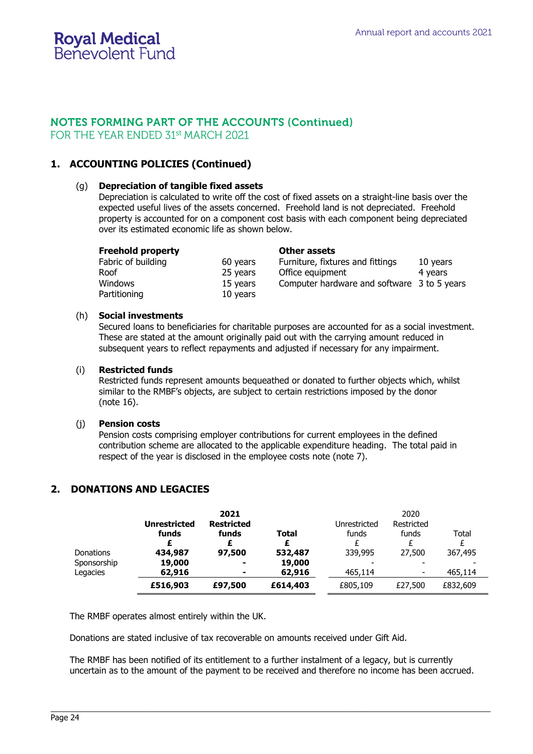## NOTES FORMING PART OF THE ACCOUNTS (Continued)
FOR THE YEAR ENDED 31st MARCH 2021

### 1. ACCOUNTING POLICIES (Continued)

(g) **Depreciation of tangible fixed assets**
Depreciation is calculated to write off the cost of fixed assets on a straight-line basis over the expected useful lives of the assets concerned. Freehold land is not depreciated. Freehold property is accounted for on a component cost basis with each component being depreciated over its estimated economic life as shown below.

| **Freehold property** | | **Other assets** | |
|---|---|---|---|
| Fabric of building | 60 years | Furniture, fixtures and fittings | 10 years |
| Roof | 25 years | Office equipment | 4 years |
| Windows | 15 years | Computer hardware and software | 3 to 5 years |
| Partitioning | 10 years | | |

(h) **Social investments**
Secured loans to beneficiaries for charitable purposes are accounted for as a social investment. These are stated at the amount originally paid out with the carrying amount reduced in subsequent years to reflect repayments and adjusted if necessary for any impairment.

(i) **Restricted funds**
Restricted funds represent amounts bequeathed or donated to further objects which, whilst similar to the RMBF's objects, are subject to certain restrictions imposed by the donor (note 16).

(j) **Pension costs**
Pension costs comprising employer contributions for current employees in the defined contribution scheme are allocated to the applicable expenditure heading. The total paid in respect of the year is disclosed in the employee costs note (note 7).

### 2. DONATIONS AND LEGACIES

| | **2021** | | | 2020 | | |
|---|---|---|---|---|---|---|
| | **Unrestricted funds** | **Restricted funds** | **Total** | Unrestricted funds | Restricted funds | Total |
| | **£** | **£** | **£** | £ | £ | £ |
| Donations | **434,987** | **97,500** | **532,487** | 339,995 | 27,500 | 367,495 |
| Sponsorship | **19,000** | **-** | **19,000** | - | - | - |
| Legacies | **62,916** | **-** | **62,916** | 465,114 | - | 465,114 |
| | **£516,903** | **£97,500** | **£614,403** | £805,109 | £27,500 | £832,609 |

The RMBF operates almost entirely within the UK.

Donations are stated inclusive of tax recoverable on amounts received under Gift Aid.

The RMBF has been notified of its entitlement to a further instalment of a legacy, but is currently uncertain as to the amount of the payment to be received and therefore no income has been accrued.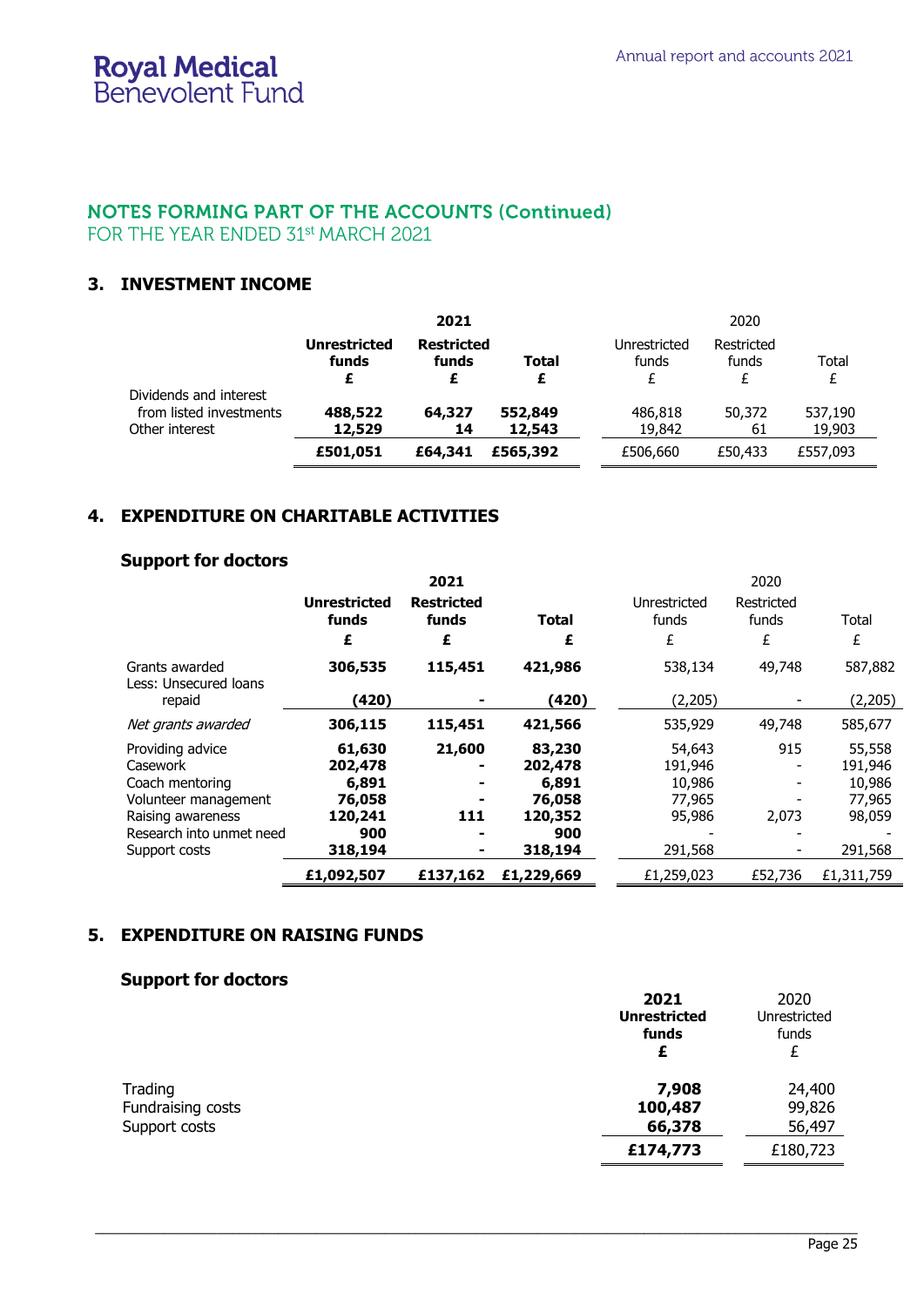# NOTES FORMING PART OF THE ACCOUNTS (Continued)

FOR THE YEAR ENDED 31st MARCH 2021

## 3. INVESTMENT INCOME

| | 2021 | | | 2020 | | |
|---|---|---|---|---|---|---|
| | **Unrestricted funds £** | **Restricted funds £** | **Total £** | Unrestricted funds £ | Restricted funds £ | Total £ |
| Dividends and interest from listed investments | **488,522** | **64,327** | **552,849** | 486,818 | 50,372 | 537,190 |
| Other interest | **12,529** | **14** | **12,543** | 19,842 | 61 | 19,903 |
| | **£501,051** | **£64,341** | **£565,392** | £506,660 | £50,433 | £557,093 |

## 4. EXPENDITURE ON CHARITABLE ACTIVITIES

### Support for doctors

| | 2021 | | | 2020 | | |
|---|---|---|---|---|---|---|
| | **Unrestricted funds £** | **Restricted funds £** | **Total £** | Unrestricted funds £ | Restricted funds £ | Total £ |
| Grants awarded | **306,535** | **115,451** | **421,986** | 538,134 | 49,748 | 587,882 |
| Less: Unsecured loans repaid | **(420)** | **-** | **(420)** | (2,205) | - | (2,205) |
| *Net grants awarded* | **306,115** | **115,451** | **421,566** | 535,929 | 49,748 | 585,677 |
| Providing advice | **61,630** | **21,600** | **83,230** | 54,643 | 915 | 55,558 |
| Casework | **202,478** | **-** | **202,478** | 191,946 | - | 191,946 |
| Coach mentoring | **6,891** | **-** | **6,891** | 10,986 | - | 10,986 |
| Volunteer management | **76,058** | **-** | **76,058** | 77,965 | - | 77,965 |
| Raising awareness | **120,241** | **111** | **120,352** | 95,986 | 2,073 | 98,059 |
| Research into unmet need | **900** | **-** | **900** | - | - | - |
| Support costs | **318,194** | **-** | **318,194** | 291,568 | - | 291,568 |
| | **£1,092,507** | **£137,162** | **£1,229,669** | £1,259,023 | £52,736 | £1,311,759 |

## 5. EXPENDITURE ON RAISING FUNDS

### Support for doctors

| | **2021 Unrestricted funds £** | 2020 Unrestricted funds £ |
|---|---|---|
| Trading | **7,908** | 24,400 |
| Fundraising costs | **100,487** | 99,826 |
| Support costs | **66,378** | 56,497 |
| | **£174,773** | £180,723 |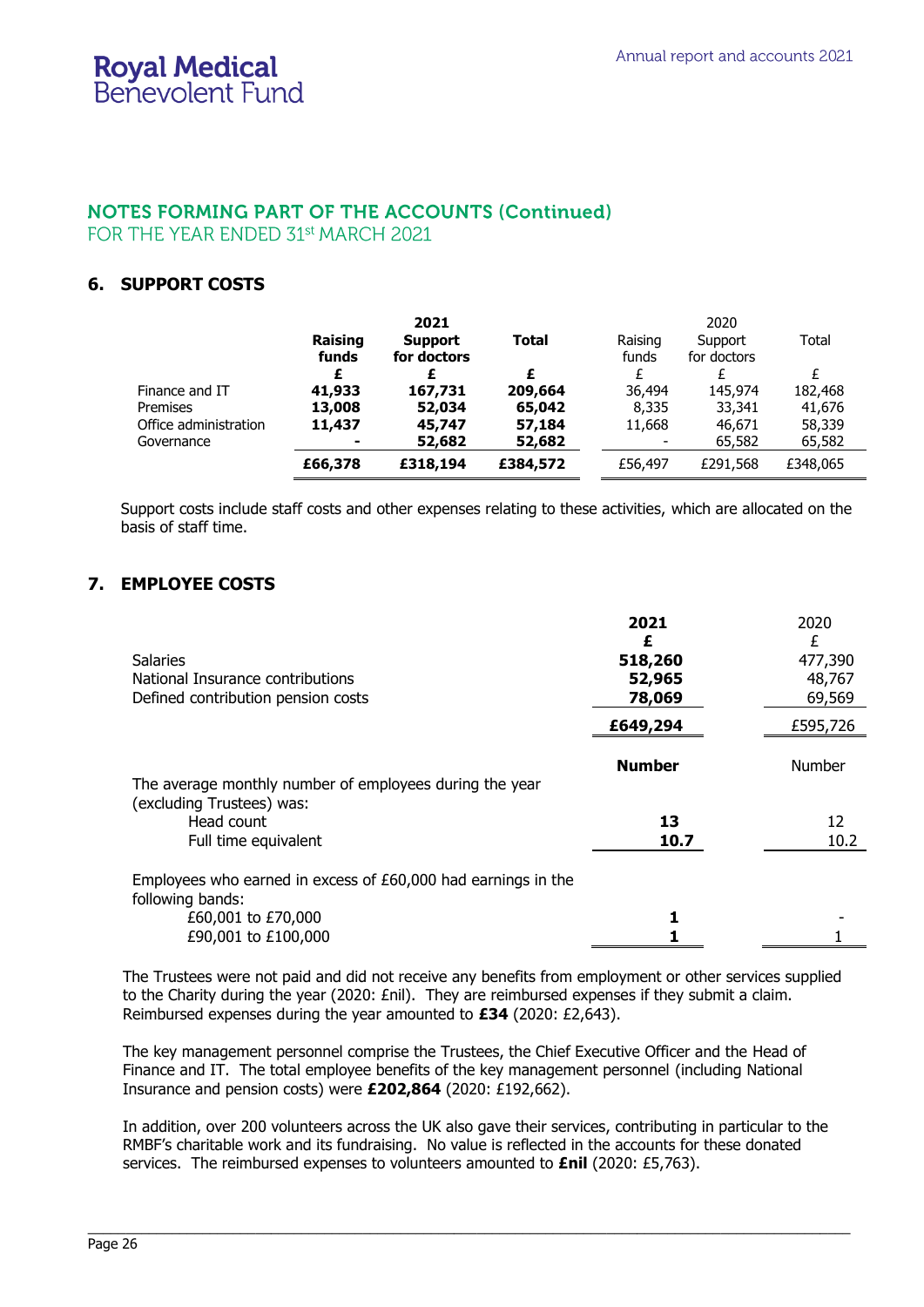## NOTES FORMING PART OF THE ACCOUNTS (Continued)

FOR THE YEAR ENDED 31st MARCH 2021

### 6. SUPPORT COSTS

| | 2021 | | | 2020 | | |
|---|---|---|---|---|---|---|
| | **Raising funds** | **Support for doctors** | **Total** | Raising funds | Support for doctors | Total |
| | **£** | **£** | **£** | £ | £ | £ |
| Finance and IT | **41,933** | **167,731** | **209,664** | 36,494 | 145,974 | 182,468 |
| Premises | **13,008** | **52,034** | **65,042** | 8,335 | 33,341 | 41,676 |
| Office administration | **11,437** | **45,747** | **57,184** | 11,668 | 46,671 | 58,339 |
| Governance | **-** | **52,682** | **52,682** | - | 65,582 | 65,582 |
| | **£66,378** | **£318,194** | **£384,572** | £56,497 | £291,568 | £348,065 |

Support costs include staff costs and other expenses relating to these activities, which are allocated on the basis of staff time.

### 7. EMPLOYEE COSTS

| | 2021 | 2020 |
|---|---|---|
| | **£** | £ |
| Salaries | **518,260** | 477,390 |
| National Insurance contributions | **52,965** | 48,767 |
| Defined contribution pension costs | **78,069** | 69,569 |
| | **£649,294** | £595,726 |
| | **Number** | Number |
| The average monthly number of employees during the year (excluding Trustees) was: | | |
| Head count | **13** | 12 |
| Full time equivalent | **10.7** | 10.2 |
| Employees who earned in excess of £60,000 had earnings in the following bands: | | |
| £60,001 to £70,000 | **1** | - |
| £90,001 to £100,000 | **1** | 1 |

The Trustees were not paid and did not receive any benefits from employment or other services supplied to the Charity during the year (2020: £nil). They are reimbursed expenses if they submit a claim. Reimbursed expenses during the year amounted to **£34** (2020: £2,643).

The key management personnel comprise the Trustees, the Chief Executive Officer and the Head of Finance and IT. The total employee benefits of the key management personnel (including National Insurance and pension costs) were **£202,864** (2020: £192,662).

In addition, over 200 volunteers across the UK also gave their services, contributing in particular to the RMBF's charitable work and its fundraising. No value is reflected in the accounts for these donated services. The reimbursed expenses to volunteers amounted to **£nil** (2020: £5,763).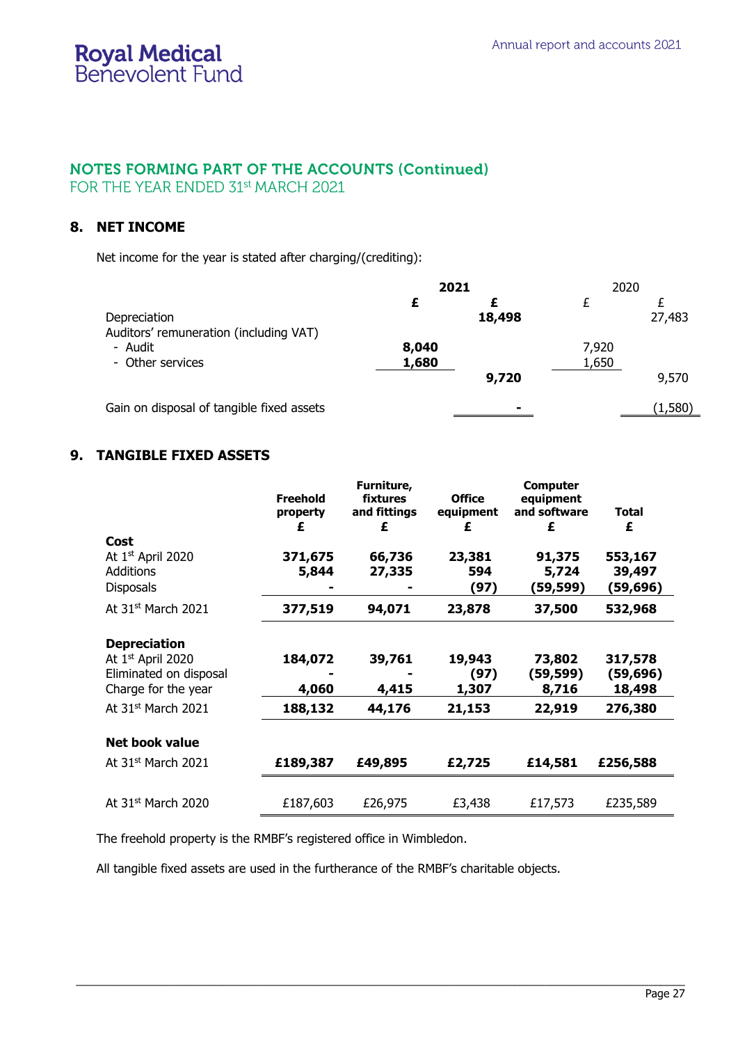## NOTES FORMING PART OF THE ACCOUNTS (Continued)
FOR THE YEAR ENDED 31st MARCH 2021

### 8. NET INCOME

Net income for the year is stated after charging/(crediting):

| | 2021 | | 2020 | |
|---|---|---|---|---|
| | £ | £ | £ | £ |
| Depreciation | | **18,498** | | 27,483 |
| Auditors' remuneration (including VAT) | | | | |
| - Audit | **8,040** | | 7,920 | |
| - Other services | **1,680** | | 1,650 | |
| | | **9,720** | | 9,570 |
| Gain on disposal of tangible fixed assets | | **-** | | (1,580) |

### 9. TANGIBLE FIXED ASSETS

| | Freehold property £ | Furniture, fixtures and fittings £ | Office equipment £ | Computer equipment and software £ | Total £ |
|---|---|---|---|---|---|
| **Cost** | | | | | |
| At 1st April 2020 | **371,675** | **66,736** | **23,381** | **91,375** | **553,167** |
| Additions | **5,844** | **27,335** | **594** | **5,724** | **39,497** |
| Disposals | **-** | **-** | **(97)** | **(59,599)** | **(59,696)** |
| At 31st March 2021 | **377,519** | **94,071** | **23,878** | **37,500** | **532,968** |
| **Depreciation** | | | | | |
| At 1st April 2020 | **184,072** | **39,761** | **19,943** | **73,802** | **317,578** |
| Eliminated on disposal | **-** | **-** | **(97)** | **(59,599)** | **(59,696)** |
| Charge for the year | **4,060** | **4,415** | **1,307** | **8,716** | **18,498** |
| At 31st March 2021 | **188,132** | **44,176** | **21,153** | **22,919** | **276,380** |
| **Net book value** | | | | | |
| At 31st March 2021 | **£189,387** | **£49,895** | **£2,725** | **£14,581** | **£256,588** |
| At 31st March 2020 | £187,603 | £26,975 | £3,438 | £17,573 | £235,589 |

The freehold property is the RMBF's registered office in Wimbledon.

All tangible fixed assets are used in the furtherance of the RMBF's charitable objects.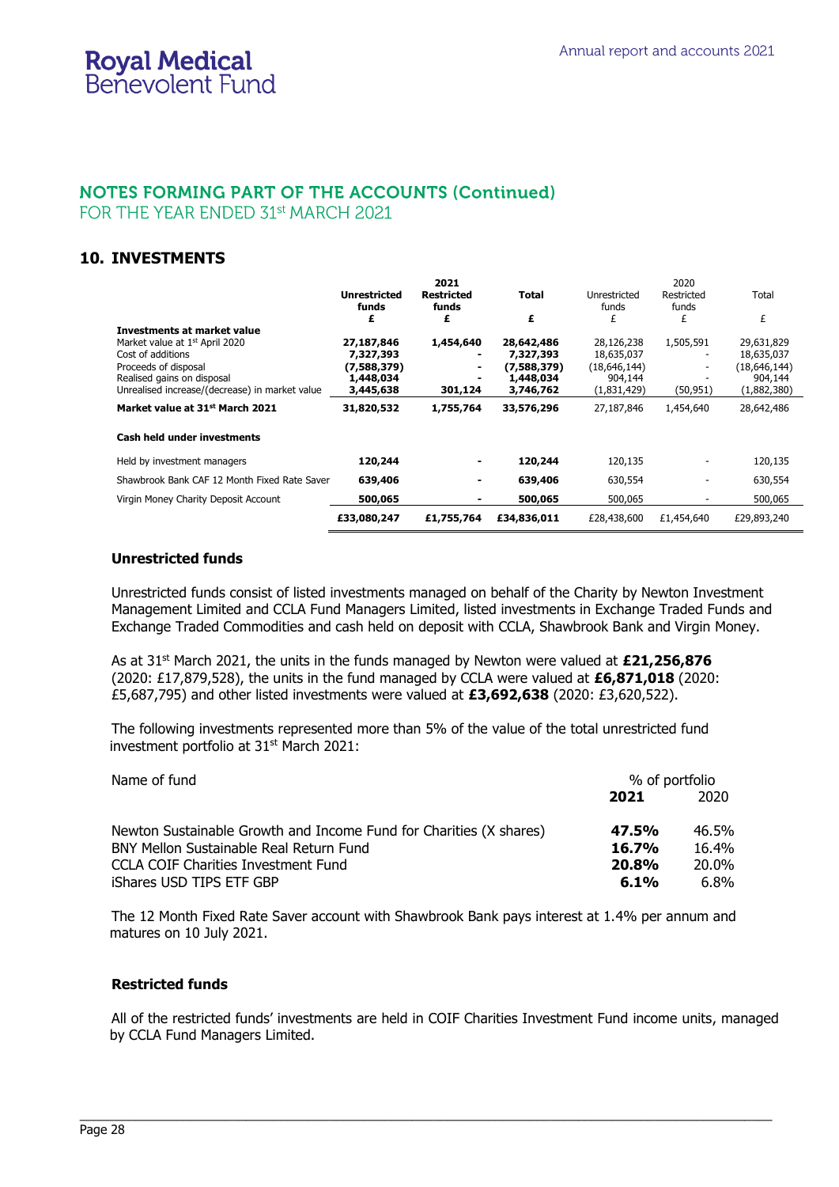## NOTES FORMING PART OF THE ACCOUNTS (Continued)

FOR THE YEAR ENDED 31st MARCH 2021

### 10. INVESTMENTS

| | 2021 Unrestricted funds £ | 2021 Restricted funds £ | 2021 Total £ | 2020 Unrestricted funds £ | 2020 Restricted funds £ | 2020 Total £ |
|---|---|---|---|---|---|---|
| **Investments at market value** | | | | | | |
| Market value at 1st April 2020 | **27,187,846** | **1,454,640** | **28,642,486** | 28,126,238 | 1,505,591 | 29,631,829 |
| Cost of additions | **7,327,393** | **-** | **7,327,393** | 18,635,037 | - | 18,635,037 |
| Proceeds of disposal | **(7,588,379)** | **-** | **(7,588,379)** | (18,646,144) | - | (18,646,144) |
| Realised gains on disposal | **1,448,034** | **-** | **1,448,034** | 904,144 | - | 904,144 |
| Unrealised increase/(decrease) in market value | **3,445,638** | **301,124** | **3,746,762** | (1,831,429) | (50,951) | (1,882,380) |
| **Market value at 31st March 2021** | **31,820,532** | **1,755,764** | **33,576,296** | 27,187,846 | 1,454,640 | 28,642,486 |
| **Cash held under investments** | | | | | | |
| Held by investment managers | **120,244** | **-** | **120,244** | 120,135 | - | 120,135 |
| Shawbrook Bank CAF 12 Month Fixed Rate Saver | **639,406** | **-** | **639,406** | 630,554 | - | 630,554 |
| Virgin Money Charity Deposit Account | **500,065** | **-** | **500,065** | 500,065 | - | 500,065 |
| | **£33,080,247** | **£1,755,764** | **£34,836,011** | £28,438,600 | £1,454,640 | £29,893,240 |

#### Unrestricted funds

Unrestricted funds consist of listed investments managed on behalf of the Charity by Newton Investment Management Limited and CCLA Fund Managers Limited, listed investments in Exchange Traded Funds and Exchange Traded Commodities and cash held on deposit with CCLA, Shawbrook Bank and Virgin Money.

As at 31st March 2021, the units in the funds managed by Newton were valued at **£21,256,876** (2020: £17,879,528), the units in the fund managed by CCLA were valued at **£6,871,018** (2020: £5,687,795) and other listed investments were valued at **£3,692,638** (2020: £3,620,522).

The following investments represented more than 5% of the value of the total unrestricted fund investment portfolio at 31st March 2021:

| Name of fund | % of portfolio 2021 | % of portfolio 2020 |
|---|---|---|
| Newton Sustainable Growth and Income Fund for Charities (X shares) | **47.5%** | 46.5% |
| BNY Mellon Sustainable Real Return Fund | **16.7%** | 16.4% |
| CCLA COIF Charities Investment Fund | **20.8%** | 20.0% |
| iShares USD TIPS ETF GBP | **6.1%** | 6.8% |

The 12 Month Fixed Rate Saver account with Shawbrook Bank pays interest at 1.4% per annum and matures on 10 July 2021.

#### Restricted funds

All of the restricted funds' investments are held in COIF Charities Investment Fund income units, managed by CCLA Fund Managers Limited.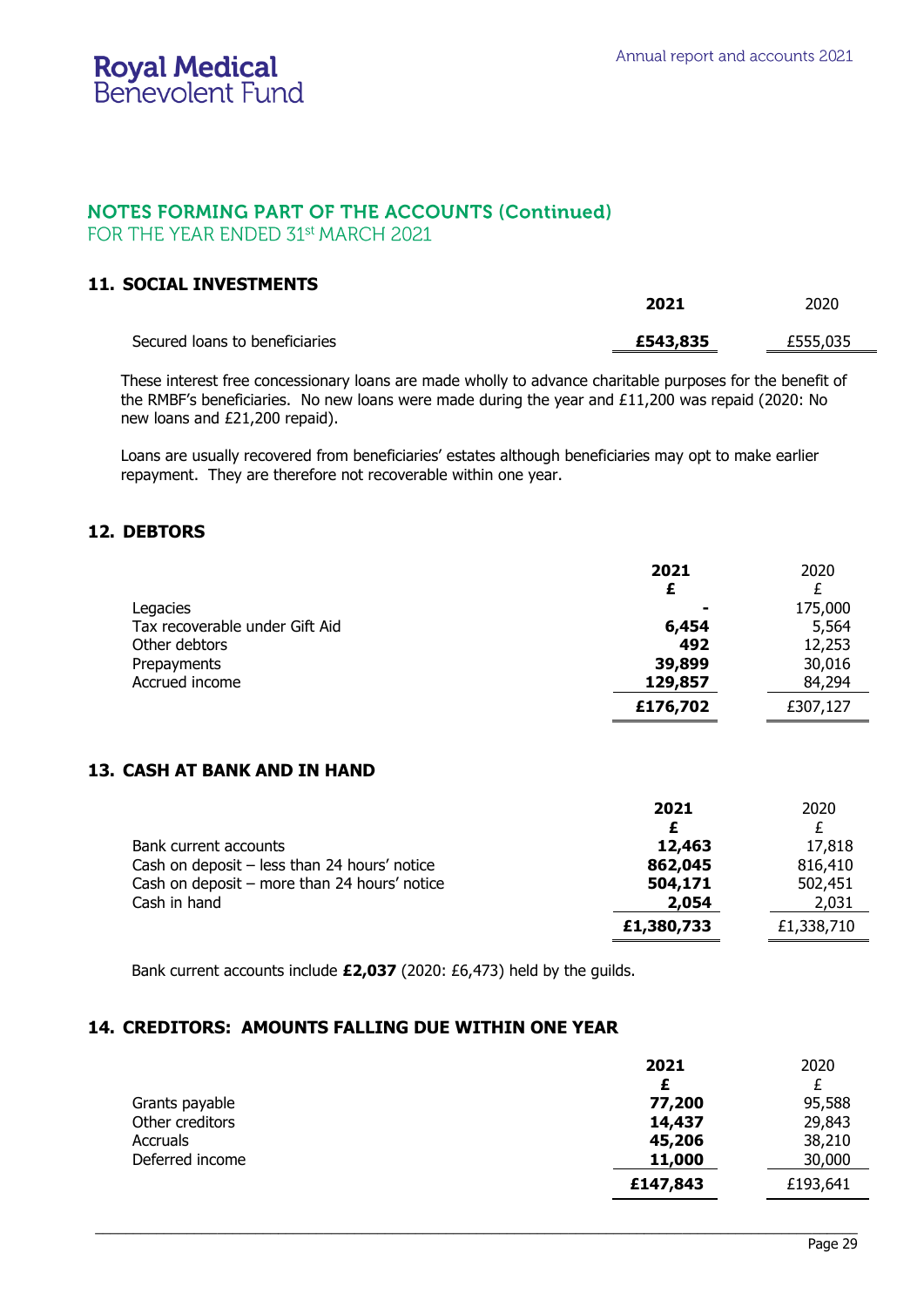## NOTES FORMING PART OF THE ACCOUNTS (Continued)

FOR THE YEAR ENDED 31st MARCH 2021

### 11. SOCIAL INVESTMENTS

| | 2021 | 2020 |
|---|---|---|
| Secured loans to beneficiaries | **£543,835** | £555,035 |

These interest free concessionary loans are made wholly to advance charitable purposes for the benefit of the RMBF's beneficiaries. No new loans were made during the year and £11,200 was repaid (2020: No new loans and £21,200 repaid).

Loans are usually recovered from beneficiaries' estates although beneficiaries may opt to make earlier repayment. They are therefore not recoverable within one year.

### 12. DEBTORS

| | 2021 £ | 2020 £ |
|---|---|---|
| Legacies | **-** | 175,000 |
| Tax recoverable under Gift Aid | **6,454** | 5,564 |
| Other debtors | **492** | 12,253 |
| Prepayments | **39,899** | 30,016 |
| Accrued income | **129,857** | 84,294 |
| | **£176,702** | £307,127 |

### 13. CASH AT BANK AND IN HAND

| | 2021 £ | 2020 £ |
|---|---|---|
| Bank current accounts | **12,463** | 17,818 |
| Cash on deposit – less than 24 hours' notice | **862,045** | 816,410 |
| Cash on deposit – more than 24 hours' notice | **504,171** | 502,451 |
| Cash in hand | **2,054** | 2,031 |
| | **£1,380,733** | £1,338,710 |

Bank current accounts include **£2,037** (2020: £6,473) held by the guilds.

### 14. CREDITORS: AMOUNTS FALLING DUE WITHIN ONE YEAR

| | 2021 £ | 2020 £ |
|---|---|---|
| Grants payable | **77,200** | 95,588 |
| Other creditors | **14,437** | 29,843 |
| Accruals | **45,206** | 38,210 |
| Deferred income | **11,000** | 30,000 |
| | **£147,843** | £193,641 |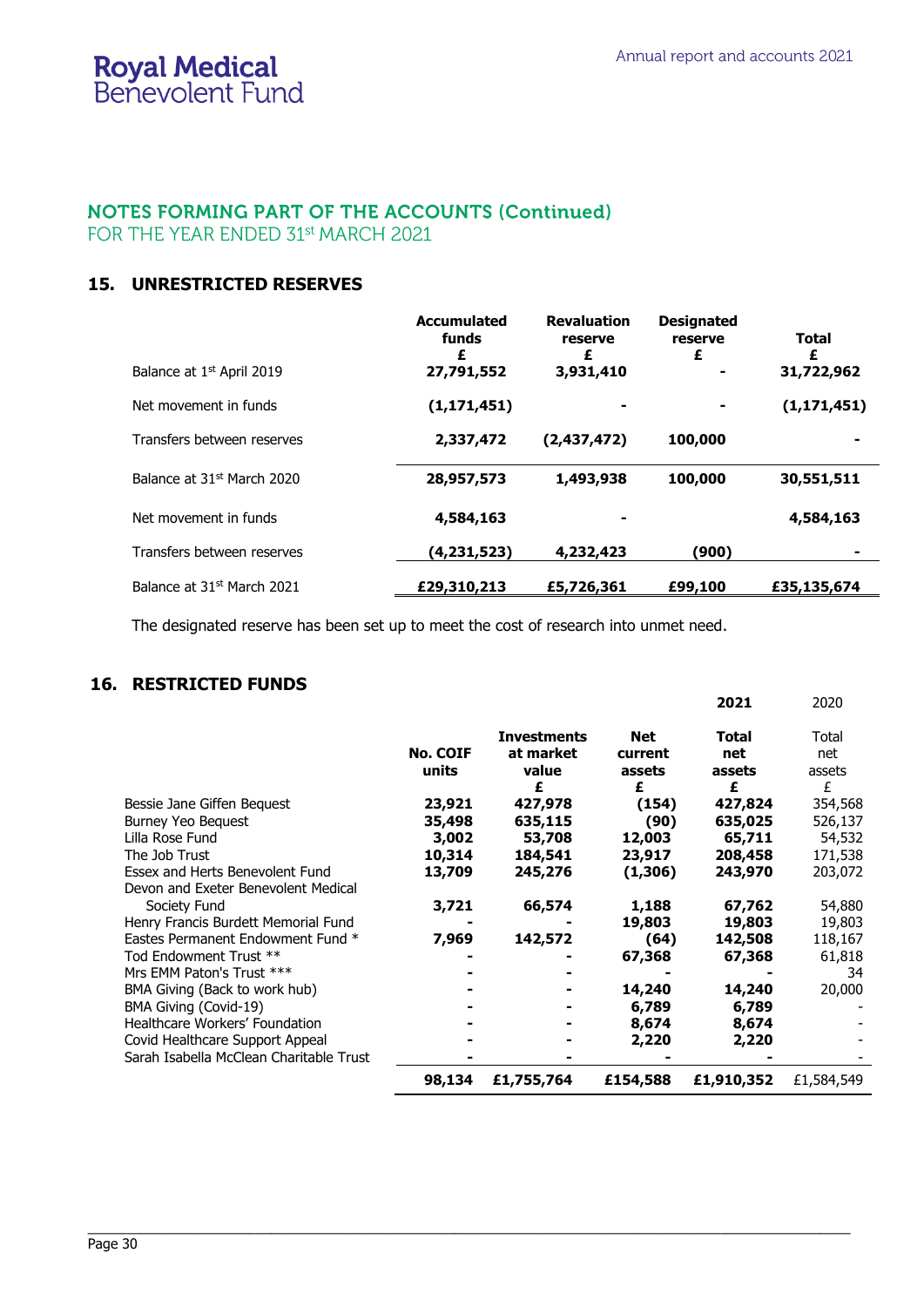## NOTES FORMING PART OF THE ACCOUNTS (Continued)

FOR THE YEAR ENDED 31st MARCH 2021

### 15. UNRESTRICTED RESERVES

| | Accumulated funds £ | Revaluation reserve £ | Designated reserve £ | Total £ |
|---|---|---|---|---|
| Balance at 1st April 2019 | 27,791,552 | 3,931,410 | - | 31,722,962 |
| Net movement in funds | (1,171,451) | - | - | (1,171,451) |
| Transfers between reserves | 2,337,472 | (2,437,472) | 100,000 | - |
| Balance at 31st March 2020 | 28,957,573 | 1,493,938 | 100,000 | 30,551,511 |
| Net movement in funds | 4,584,163 | - | | 4,584,163 |
| Transfers between reserves | (4,231,523) | 4,232,423 | (900) | - |
| Balance at 31st March 2021 | £29,310,213 | £5,726,361 | £99,100 | £35,135,674 |

The designated reserve has been set up to meet the cost of research into unmet need.

### 16. RESTRICTED FUNDS

| | No. COIF units | Investments at market value £ | Net current assets £ | 2021 Total net assets £ | 2020 Total net assets £ |
|---|---|---|---|---|---|
| Bessie Jane Giffen Bequest | 23,921 | 427,978 | (154) | 427,824 | 354,568 |
| Burney Yeo Bequest | 35,498 | 635,115 | (90) | 635,025 | 526,137 |
| Lilla Rose Fund | 3,002 | 53,708 | 12,003 | 65,711 | 54,532 |
| The Job Trust | 10,314 | 184,541 | 23,917 | 208,458 | 171,538 |
| Essex and Herts Benevolent Fund | 13,709 | 245,276 | (1,306) | 243,970 | 203,072 |
| Devon and Exeter Benevolent Medical Society Fund | 3,721 | 66,574 | 1,188 | 67,762 | 54,880 |
| Henry Francis Burdett Memorial Fund | - | - | 19,803 | 19,803 | 19,803 |
| Eastes Permanent Endowment Fund * | 7,969 | 142,572 | (64) | 142,508 | 118,167 |
| Tod Endowment Trust ** | - | - | 67,368 | 67,368 | 61,818 |
| Mrs EMM Paton's Trust *** | - | - | - | - | 34 |
| BMA Giving (Back to work hub) | - | - | 14,240 | 14,240 | 20,000 |
| BMA Giving (Covid-19) | - | - | 6,789 | 6,789 | - |
| Healthcare Workers' Foundation | - | - | 8,674 | 8,674 | - |
| Covid Healthcare Support Appeal | - | - | 2,220 | 2,220 | - |
| Sarah Isabella McClean Charitable Trust | - | - | - | - | - |
| | 98,134 | £1,755,764 | £154,588 | £1,910,352 | £1,584,549 |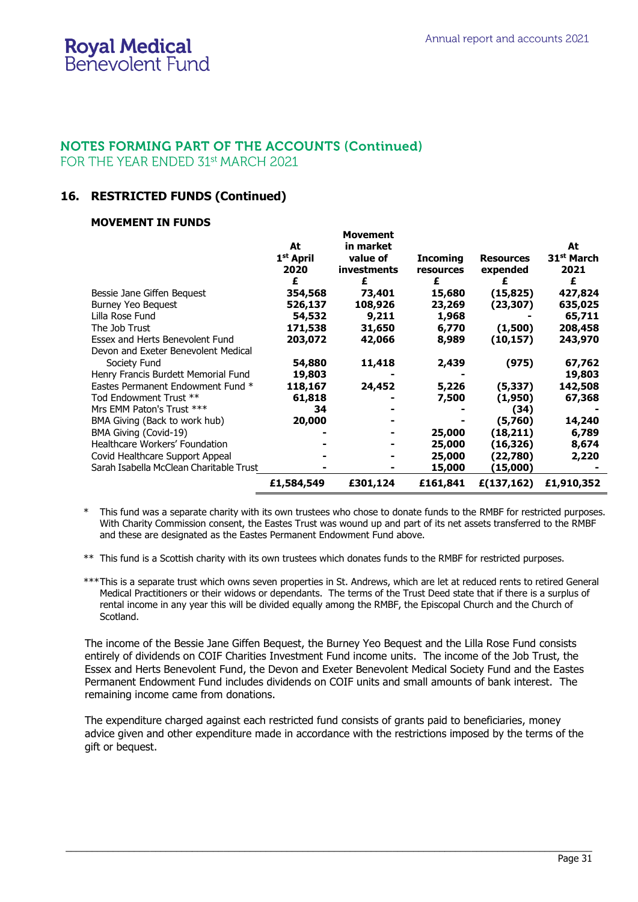## NOTES FORMING PART OF THE ACCOUNTS (Continued)

FOR THE YEAR ENDED 31st MARCH 2021

### 16. RESTRICTED FUNDS (Continued)

#### MOVEMENT IN FUNDS

| | At 1st April 2020 £ | Movement in market value of investments £ | Incoming resources £ | Resources expended £ | At 31st March 2021 £ |
|---|---|---|---|---|---|
| Bessie Jane Giffen Bequest | 354,568 | 73,401 | 15,680 | (15,825) | 427,824 |
| Burney Yeo Bequest | 526,137 | 108,926 | 23,269 | (23,307) | 635,025 |
| Lilla Rose Fund | 54,532 | 9,211 | 1,968 | - | 65,711 |
| The Job Trust | 171,538 | 31,650 | 6,770 | (1,500) | 208,458 |
| Essex and Herts Benevolent Fund | 203,072 | 42,066 | 8,989 | (10,157) | 243,970 |
| Devon and Exeter Benevolent Medical Society Fund | 54,880 | 11,418 | 2,439 | (975) | 67,762 |
| Henry Francis Burdett Memorial Fund | 19,803 | - | - | - | 19,803 |
| Eastes Permanent Endowment Fund * | 118,167 | 24,452 | 5,226 | (5,337) | 142,508 |
| Tod Endowment Trust ** | 61,818 | - | 7,500 | (1,950) | 67,368 |
| Mrs EMM Paton's Trust *** | 34 | - | - | (34) | - |
| BMA Giving (Back to work hub) | 20,000 | - | - | (5,760) | 14,240 |
| BMA Giving (Covid-19) | - | - | 25,000 | (18,211) | 6,789 |
| Healthcare Workers' Foundation | - | - | 25,000 | (16,326) | 8,674 |
| Covid Healthcare Support Appeal | - | - | 25,000 | (22,780) | 2,220 |
| Sarah Isabella McClean Charitable Trust | - | - | 15,000 | (15,000) | - |
| | £1,584,549 | £301,124 | £161,841 | £(137,162) | £1,910,352 |

\* This fund was a separate charity with its own trustees who chose to donate funds to the RMBF for restricted purposes. With Charity Commission consent, the Eastes Trust was wound up and part of its net assets transferred to the RMBF and these are designated as the Eastes Permanent Endowment Fund above.

\*\* This fund is a Scottish charity with its own trustees which donates funds to the RMBF for restricted purposes.

\*\*\* This is a separate trust which owns seven properties in St. Andrews, which are let at reduced rents to retired General Medical Practitioners or their widows or dependants. The terms of the Trust Deed state that if there is a surplus of rental income in any year this will be divided equally among the RMBF, the Episcopal Church and the Church of Scotland.

The income of the Bessie Jane Giffen Bequest, the Burney Yeo Bequest and the Lilla Rose Fund consists entirely of dividends on COIF Charities Investment Fund income units. The income of the Job Trust, the Essex and Herts Benevolent Fund, the Devon and Exeter Benevolent Medical Society Fund and the Eastes Permanent Endowment Fund includes dividends on COIF units and small amounts of bank interest. The remaining income came from donations.

The expenditure charged against each restricted fund consists of grants paid to beneficiaries, money advice given and other expenditure made in accordance with the restrictions imposed by the terms of the gift or bequest.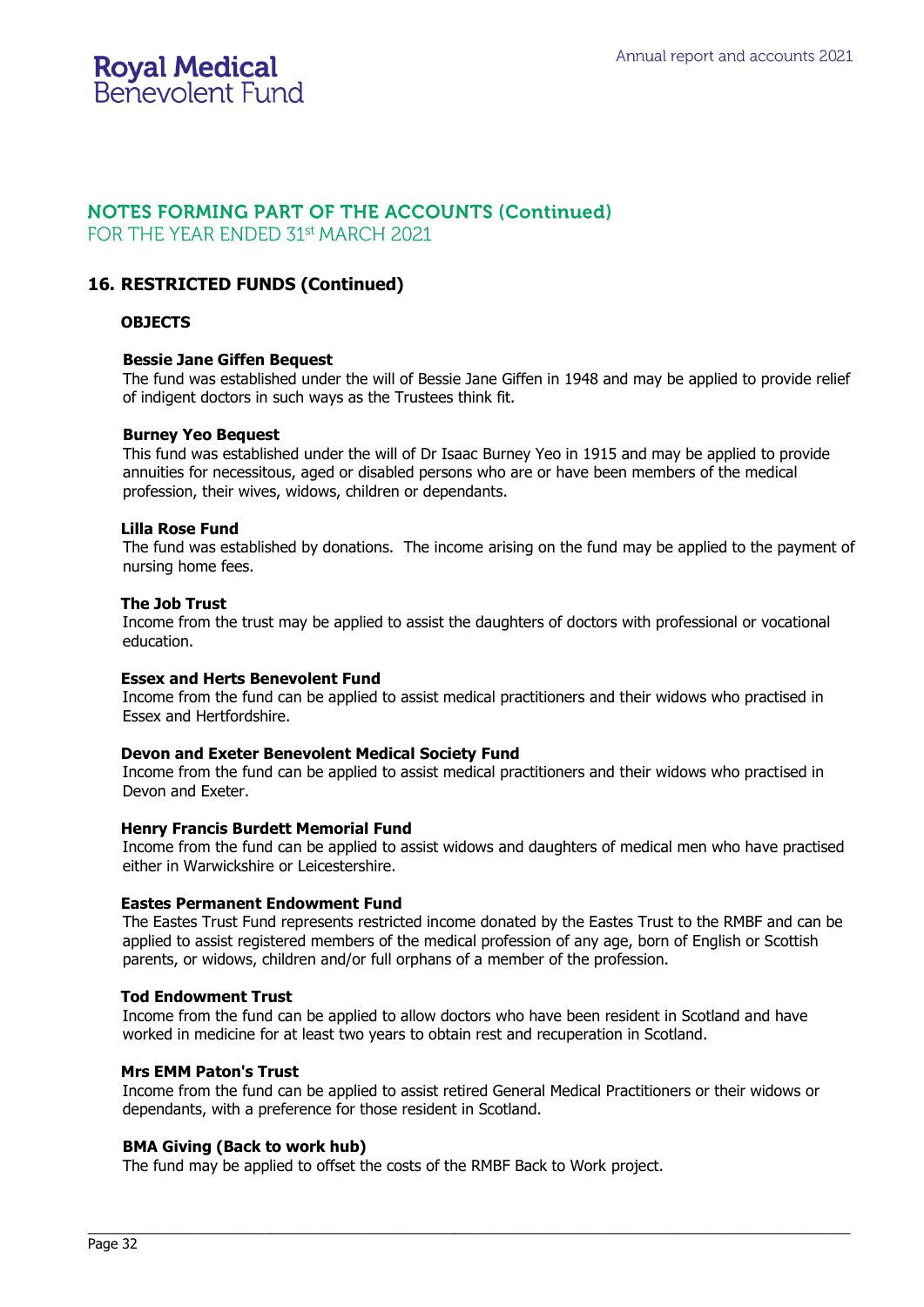## NOTES FORMING PART OF THE ACCOUNTS (Continued)

FOR THE YEAR ENDED 31st MARCH 2021

### 16. RESTRICTED FUNDS (Continued)

**OBJECTS**

**Bessie Jane Giffen Bequest**
The fund was established under the will of Bessie Jane Giffen in 1948 and may be applied to provide relief of indigent doctors in such ways as the Trustees think fit.

**Burney Yeo Bequest**
This fund was established under the will of Dr Isaac Burney Yeo in 1915 and may be applied to provide annuities for necessitous, aged or disabled persons who are or have been members of the medical profession, their wives, widows, children or dependants.

**Lilla Rose Fund**
The fund was established by donations. The income arising on the fund may be applied to the payment of nursing home fees.

**The Job Trust**
Income from the trust may be applied to assist the daughters of doctors with professional or vocational education.

**Essex and Herts Benevolent Fund**
Income from the fund can be applied to assist medical practitioners and their widows who practised in Essex and Hertfordshire.

**Devon and Exeter Benevolent Medical Society Fund**
Income from the fund can be applied to assist medical practitioners and their widows who practised in Devon and Exeter.

**Henry Francis Burdett Memorial Fund**
Income from the fund can be applied to assist widows and daughters of medical men who have practised either in Warwickshire or Leicestershire.

**Eastes Permanent Endowment Fund**
The Eastes Trust Fund represents restricted income donated by the Eastes Trust to the RMBF and can be applied to assist registered members of the medical profession of any age, born of English or Scottish parents, or widows, children and/or full orphans of a member of the profession.

**Tod Endowment Trust**
Income from the fund can be applied to allow doctors who have been resident in Scotland and have worked in medicine for at least two years to obtain rest and recuperation in Scotland.

**Mrs EMM Paton's Trust**
Income from the fund can be applied to assist retired General Medical Practitioners or their widows or dependants, with a preference for those resident in Scotland.

**BMA Giving (Back to work hub)**
The fund may be applied to offset the costs of the RMBF Back to Work project.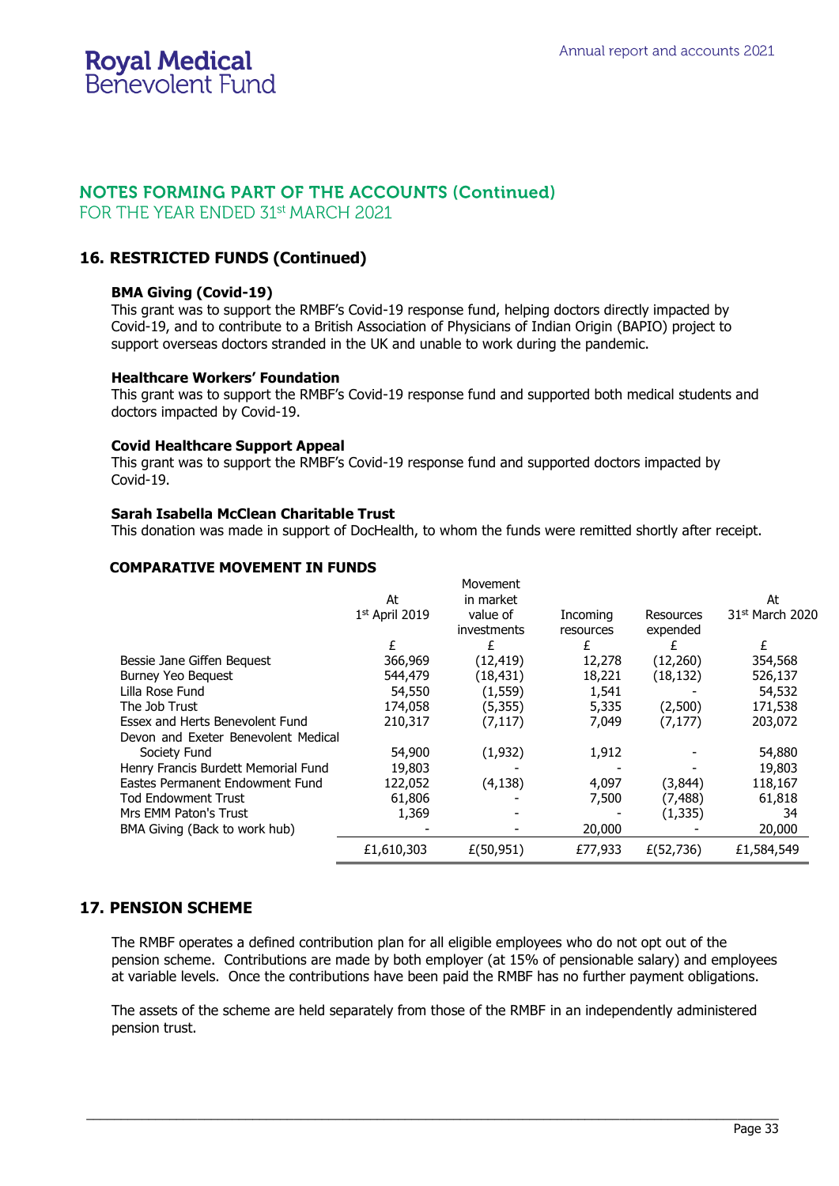## NOTES FORMING PART OF THE ACCOUNTS (Continued)

FOR THE YEAR ENDED 31st MARCH 2021

### 16. RESTRICTED FUNDS (Continued)

**BMA Giving (Covid-19)**
This grant was to support the RMBF's Covid-19 response fund, helping doctors directly impacted by Covid-19, and to contribute to a British Association of Physicians of Indian Origin (BAPIO) project to support overseas doctors stranded in the UK and unable to work during the pandemic.

**Healthcare Workers' Foundation**
This grant was to support the RMBF's Covid-19 response fund and supported both medical students and doctors impacted by Covid-19.

**Covid Healthcare Support Appeal**
This grant was to support the RMBF's Covid-19 response fund and supported doctors impacted by Covid-19.

**Sarah Isabella McClean Charitable Trust**
This donation was made in support of DocHealth, to whom the funds were remitted shortly after receipt.

**COMPARATIVE MOVEMENT IN FUNDS**

| | At 1st April 2019 | Movement in market value of investments | Incoming resources | Resources expended | At 31st March 2020 |
|---|---|---|---|---|---|
| | £ | £ | £ | £ | £ |
| Bessie Jane Giffen Bequest | 366,969 | (12,419) | 12,278 | (12,260) | 354,568 |
| Burney Yeo Bequest | 544,479 | (18,431) | 18,221 | (18,132) | 526,137 |
| Lilla Rose Fund | 54,550 | (1,559) | 1,541 | - | 54,532 |
| The Job Trust | 174,058 | (5,355) | 5,335 | (2,500) | 171,538 |
| Essex and Herts Benevolent Fund | 210,317 | (7,117) | 7,049 | (7,177) | 203,072 |
| Devon and Exeter Benevolent Medical Society Fund | 54,900 | (1,932) | 1,912 | - | 54,880 |
| Henry Francis Burdett Memorial Fund | 19,803 | - | - | - | 19,803 |
| Eastes Permanent Endowment Fund | 122,052 | (4,138) | 4,097 | (3,844) | 118,167 |
| Tod Endowment Trust | 61,806 | - | 7,500 | (7,488) | 61,818 |
| Mrs EMM Paton's Trust | 1,369 | - | - | (1,335) | 34 |
| BMA Giving (Back to work hub) | - | - | 20,000 | - | 20,000 |
| | £1,610,303 | £(50,951) | £77,933 | £(52,736) | £1,584,549 |

### 17. PENSION SCHEME

The RMBF operates a defined contribution plan for all eligible employees who do not opt out of the pension scheme. Contributions are made by both employer (at 15% of pensionable salary) and employees at variable levels. Once the contributions have been paid the RMBF has no further payment obligations.

The assets of the scheme are held separately from those of the RMBF in an independently administered pension trust.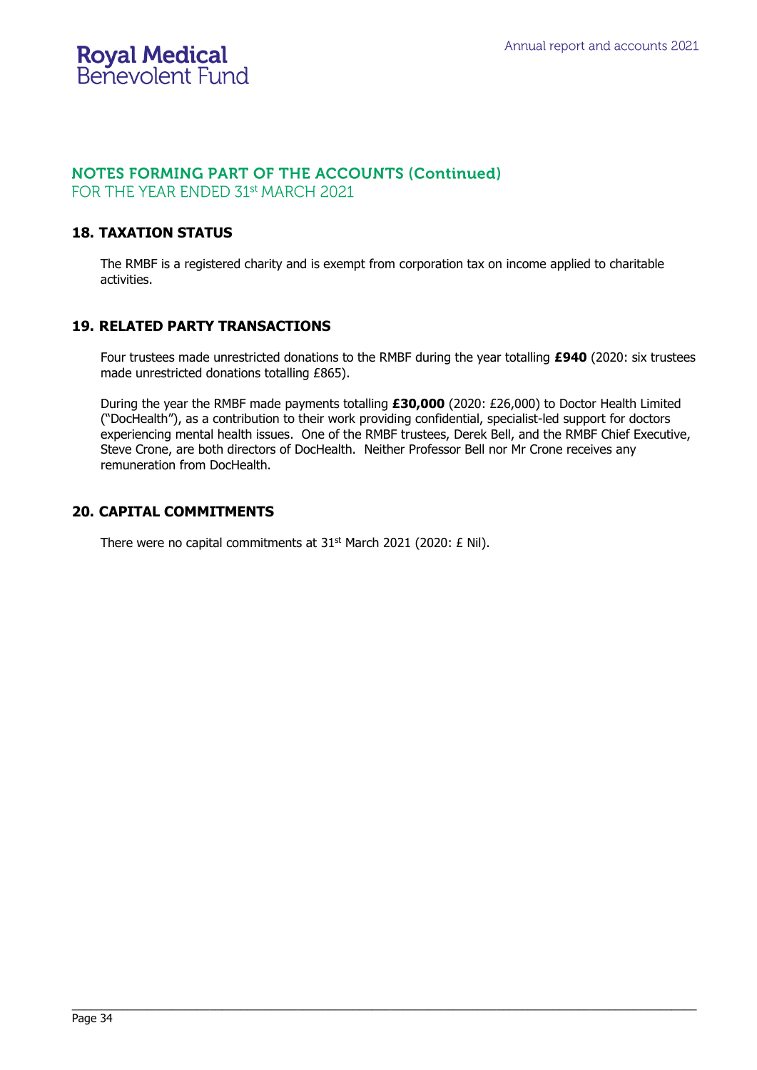## NOTES FORMING PART OF THE ACCOUNTS (Continued)
FOR THE YEAR ENDED 31st MARCH 2021

### 18. TAXATION STATUS

The RMBF is a registered charity and is exempt from corporation tax on income applied to charitable activities.

### 19. RELATED PARTY TRANSACTIONS

Four trustees made unrestricted donations to the RMBF during the year totalling **£940** (2020: six trustees made unrestricted donations totalling £865).

During the year the RMBF made payments totalling **£30,000** (2020: £26,000) to Doctor Health Limited ("DocHealth"), as a contribution to their work providing confidential, specialist-led support for doctors experiencing mental health issues. One of the RMBF trustees, Derek Bell, and the RMBF Chief Executive, Steve Crone, are both directors of DocHealth. Neither Professor Bell nor Mr Crone receives any remuneration from DocHealth.

### 20. CAPITAL COMMITMENTS

There were no capital commitments at 31st March 2021 (2020: £ Nil).